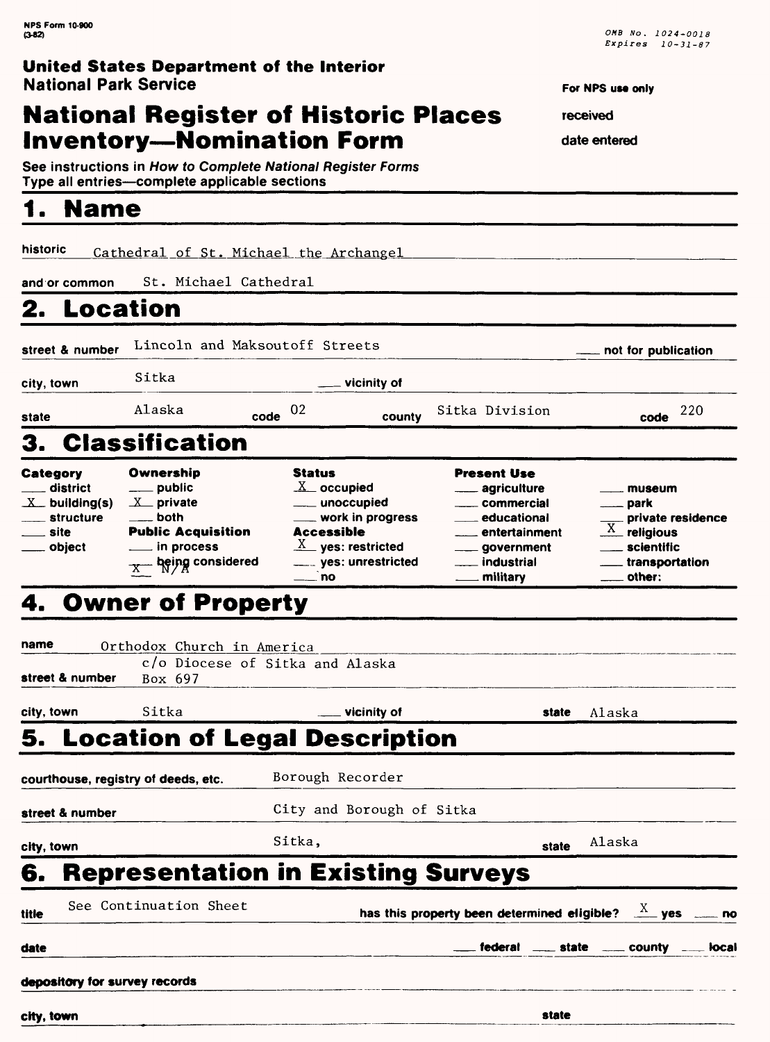NPS Form 10-900
(3-82)

OMB No. 1024-0018
Expires 10-31-87

**United States Department of the Interior**
**National Park Service**

# National Register of Historic Places Inventory—Nomination Form

For NPS use only

received

date entered

See instructions in *How to Complete National Register Forms*
Type all entries—complete applicable sections

## 1. Name

historic: Cathedral of St. Michael the Archangel

and/or common: St. Michael Cathedral

## 2. Location

street & number: Lincoln and Maksoutoff Streets — ___ not for publication

city, town: Sitka — ___ vicinity of

state: Alaska — code: 02 — county: Sitka Division — code: 220

## 3. Classification

| Category | Ownership | Status | Present Use | |
|---|---|---|---|---|
| ___ district | ___ public | X occupied | ___ agriculture | ___ museum |
| X building(s) | X private | ___ unoccupied | ___ commercial | ___ park |
| ___ structure | ___ both | ___ work in progress | ___ educational | ___ private residence |
| ___ site | **Public Acquisition** | **Accessible** | ___ entertainment | X religious |
| ___ object | ___ in process | X yes: restricted | ___ government | ___ scientific |
| | X being considered N/A | ___ yes: unrestricted | ___ industrial | ___ transportation |
| | | ___ no | ___ military | ___ other: |

## 4. Owner of Property

name: Orthodox Church in America

street & number: c/o Diocese of Sitka and Alaska, Box 697

city, town: Sitka — ___ vicinity of — state: Alaska

## 5. Location of Legal Description

courthouse, registry of deeds, etc.: Borough Recorder

street & number: City and Borough of Sitka

city, town: Sitka, — state: Alaska

## 6. Representation in Existing Surveys

title: See Continuation Sheet — has this property been determined eligible? X yes ___ no

date — ___ federal ___ state ___ county ___ local

depository for survey records

city, town — state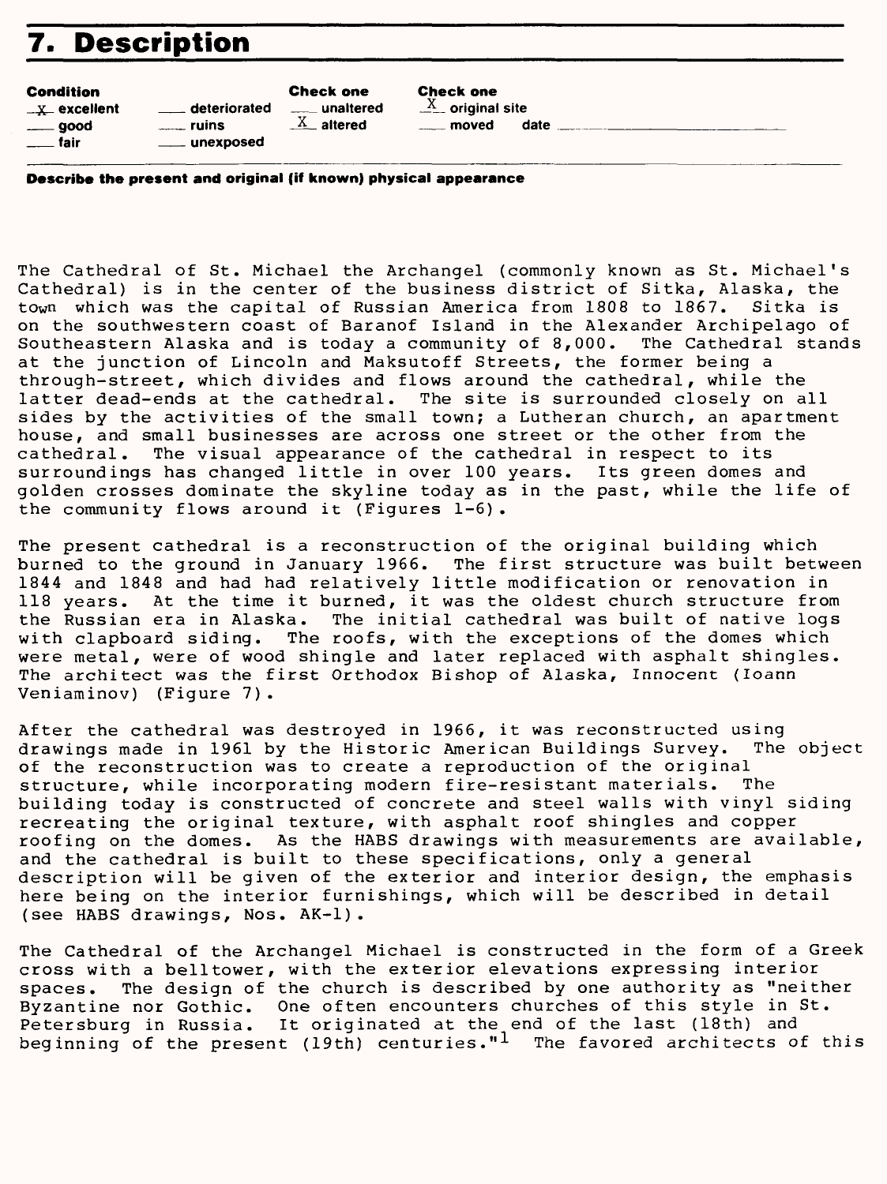# 7. Description

**Condition**
X excellent
___ good
___ fair
___ deteriorated
___ ruins
___ unexposed

**Check one**
___ unaltered
X altered

**Check one**
X original site
___ moved date ___

**Describe the present and original (if known) physical appearance**

The Cathedral of St. Michael the Archangel (commonly known as St. Michael's Cathedral) is in the center of the business district of Sitka, Alaska, the town which was the capital of Russian America from 1808 to 1867. Sitka is on the southwestern coast of Baranof Island in the Alexander Archipelago of Southeastern Alaska and is today a community of 8,000. The Cathedral stands at the junction of Lincoln and Maksutoff Streets, the former being a through-street, which divides and flows around the cathedral, while the latter dead-ends at the cathedral. The site is surrounded closely on all sides by the activities of the small town; a Lutheran church, an apartment house, and small businesses are across one street or the other from the cathedral. The visual appearance of the cathedral in respect to its surroundings has changed little in over 100 years. Its green domes and golden crosses dominate the skyline today as in the past, while the life of the community flows around it (Figures 1-6).

The present cathedral is a reconstruction of the original building which burned to the ground in January 1966. The first structure was built between 1844 and 1848 and had had relatively little modification or renovation in 118 years. At the time it burned, it was the oldest church structure from the Russian era in Alaska. The initial cathedral was built of native logs with clapboard siding. The roofs, with the exceptions of the domes which were metal, were of wood shingle and later replaced with asphalt shingles. The architect was the first Orthodox Bishop of Alaska, Innocent (Ioann Veniaminov) (Figure 7).

After the cathedral was destroyed in 1966, it was reconstructed using drawings made in 1961 by the Historic American Buildings Survey. The object of the reconstruction was to create a reproduction of the original structure, while incorporating modern fire-resistant materials. The building today is constructed of concrete and steel walls with vinyl siding recreating the original texture, with asphalt roof shingles and copper roofing on the domes. As the HABS drawings with measurements are available, and the cathedral is built to these specifications, only a general description will be given of the exterior and interior design, the emphasis here being on the interior furnishings, which will be described in detail (see HABS drawings, Nos. AK-1).

The Cathedral of the Archangel Michael is constructed in the form of a Greek cross with a belltower, with the exterior elevations expressing interior spaces. The design of the church is described by one authority as "neither Byzantine nor Gothic. One often encounters churches of this style in St. Petersburg in Russia. It originated at the end of the last (18th) and beginning of the present (19th) centuries."[1] The favored architects of this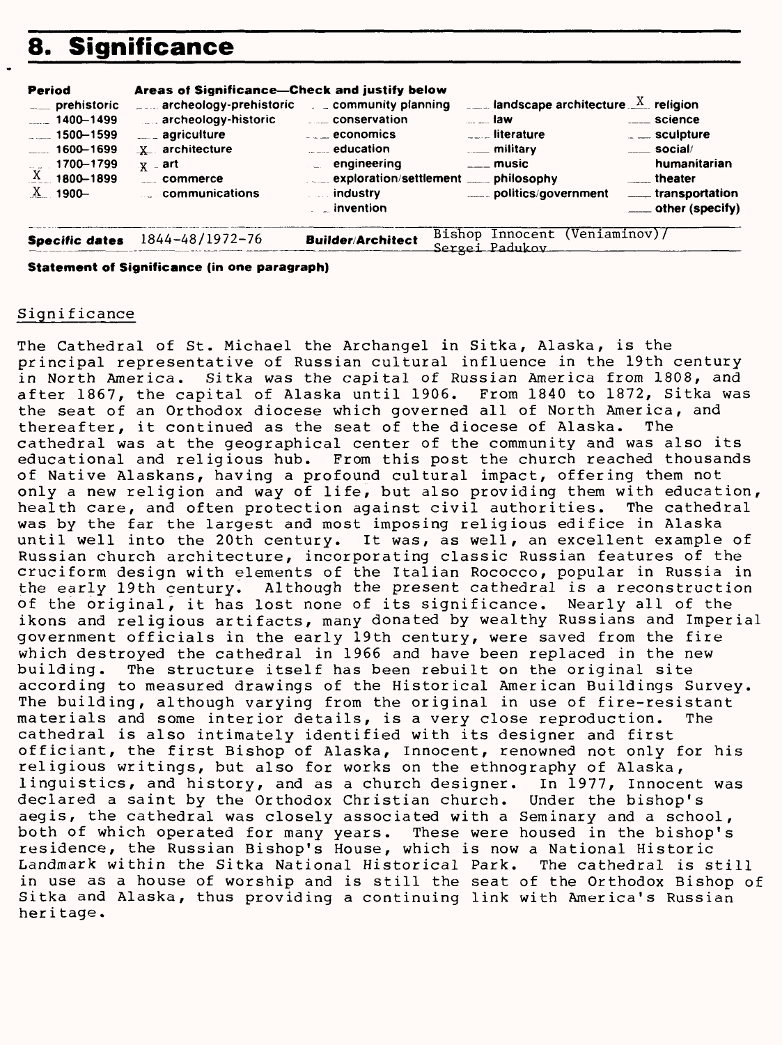# 8. Significance

| Period | Areas of Significance—Check and justify below | | | |
|---|---|---|---|---|
| ___ prehistoric | ___ archeology-prehistoric | ___ community planning | ___ landscape architecture | X religion |
| ___ 1400–1499 | ___ archeology-historic | ___ conservation | ___ law | ___ science |
| ___ 1500–1599 | ___ agriculture | ___ economics | ___ literature | ___ sculpture |
| ___ 1600–1699 | X architecture | ___ education | ___ military | ___ social/humanitarian |
| ___ 1700–1799 | X art | ___ engineering | ___ music | ___ theater |
| X 1800–1899 | ___ commerce | ___ exploration/settlement | ___ philosophy | ___ transportation |
| X 1900– | ___ communications | ___ industry | ___ politics/government | ___ other (specify) |
| | | ___ invention | | |

**Specific dates** 1844-48/1972-76 **Builder/Architect** Bishop Innocent (Veniaminov)/ Sergei Padukov

**Statement of Significance (in one paragraph)**

Significance

The Cathedral of St. Michael the Archangel in Sitka, Alaska, is the principal representative of Russian cultural influence in the 19th century in North America. Sitka was the capital of Russian America from 1808, and after 1867, the capital of Alaska until 1906. From 1840 to 1872, Sitka was the seat of an Orthodox diocese which governed all of North America, and thereafter, it continued as the seat of the diocese of Alaska. The cathedral was at the geographical center of the community and was also its educational and religious hub. From this post the church reached thousands of Native Alaskans, having a profound cultural impact, offering them not only a new religion and way of life, but also providing them with education, health care, and often protection against civil authorities. The cathedral was by the far the largest and most imposing religious edifice in Alaska until well into the 20th century. It was, as well, an excellent example of Russian church architecture, incorporating classic Russian features of the cruciform design with elements of the Italian Rococco, popular in Russia in the early 19th century. Although the present cathedral is a reconstruction of the original, it has lost none of its significance. Nearly all of the ikons and religious artifacts, many donated by wealthy Russians and Imperial government officials in the early 19th century, were saved from the fire which destroyed the cathedral in 1966 and have been replaced in the new building. The structure itself has been rebuilt on the original site according to measured drawings of the Historical American Buildings Survey. The building, although varying from the original in use of fire-resistant materials and some interior details, is a very close reproduction. The cathedral is also intimately identified with its designer and first officiant, the first Bishop of Alaska, Innocent, renowned not only for his religious writings, but also for works on the ethnography of Alaska, linguistics, and history, and as a church designer. In 1977, Innocent was declared a saint by the Orthodox Christian church. Under the bishop's aegis, the cathedral was closely associated with a Seminary and a school, both of which operated for many years. These were housed in the bishop's residence, the Russian Bishop's House, which is now a National Historic Landmark within the Sitka National Historical Park. The cathedral is still in use as a house of worship and is still the seat of the Orthodox Bishop of Sitka and Alaska, thus providing a continuing link with America's Russian heritage.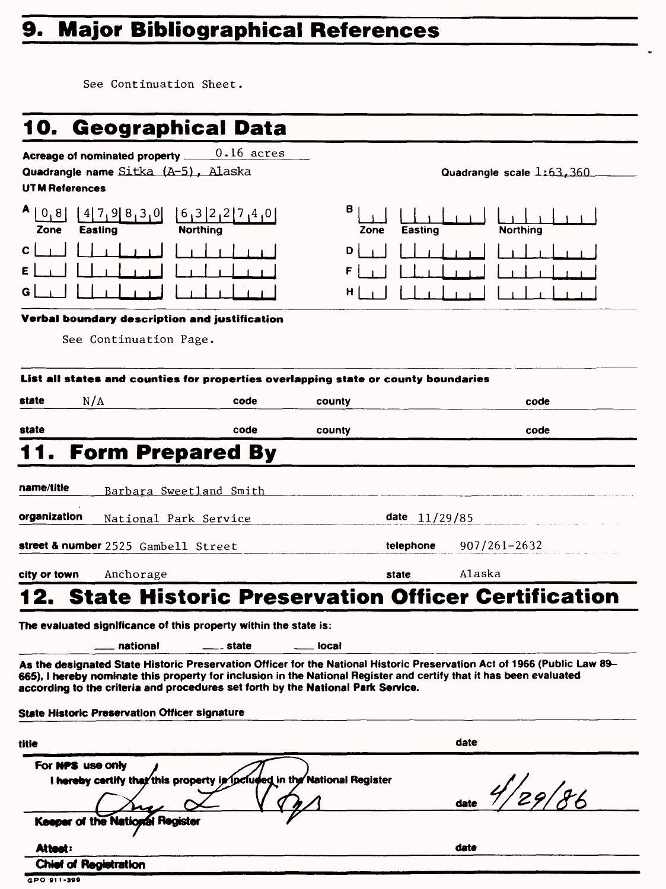## 9. Major Bibliographical References

See Continuation Sheet.

## 10. Geographical Data

Acreage of nominated property 0.16 acres

Quadrangle name Sitka (A-5), Alaska

Quadrangle scale 1:63,360

UTM References

| | Zone | Easting | Northing |
|---|---|---|---|
| A | 0 8 | 4 7 9 8 3 0 | 6 3 2 2 7 4 0 |
| B | | | |
| C | | | |
| D | | | |
| E | | | |
| F | | | |
| G | | | |
| H | | | |

**Verbal boundary description and justification**

See Continuation Page.

**List all states and counties for properties overlapping state or county boundaries**

| state | code | county | code |
|---|---|---|---|
| N/A | | | |
| | | | |

## 11. Form Prepared By

name/title Barbara Sweetland Smith

organization National Park Service — date 11/29/85

street & number 2525 Gambell Street — telephone 907/261-2632

city or town Anchorage — state Alaska

## 12. State Historic Preservation Officer Certification

The evaluated significance of this property within the state is:

___ national ___ state ___ local

As the designated State Historic Preservation Officer for the National Historic Preservation Act of 1966 (Public Law 89-665), I hereby nominate this property for inclusion in the National Register and certify that it has been evaluated according to the criteria and procedures set forth by the National Park Service.

State Historic Preservation Officer signature

title — date

For NPS use only

I hereby certify that this property is included in the National Register

date 4/29/86

Keeper of the National Register

Attest: — date

Chief of Registration

GPO 911-399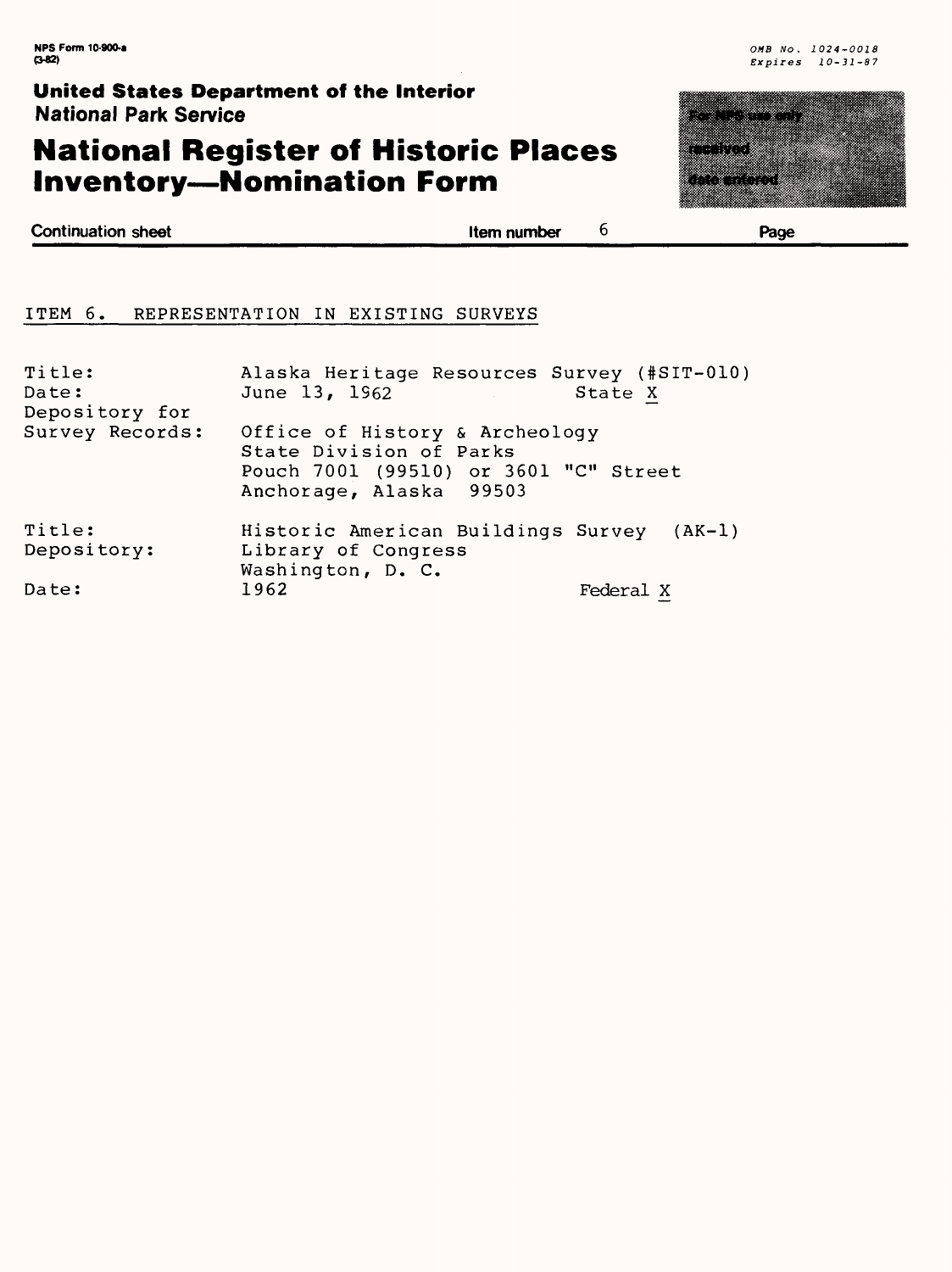## ITEM 6. REPRESENTATION IN EXISTING SURVEYS

| | | |
|---|---|---|
| Title: | Alaska Heritage Resources Survey (#SIT-010) | |
| Date: | June 13, 1962 | State X |
| Depository for Survey Records: | Office of History & Archeology<br>State Division of Parks<br>Pouch 7001 (99510) or 3601 "C" Street<br>Anchorage, Alaska 99503 | |
| Title: | Historic American Buildings Survey (AK-1) | |
| Depository: | Library of Congress<br>Washington, D. C. | |
| Date: | 1962 | Federal X |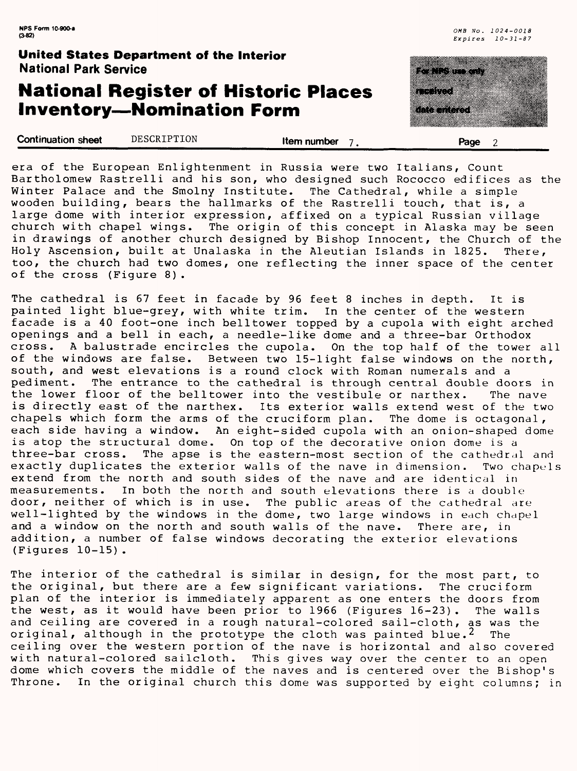era of the European Enlightenment in Russia were two Italians, Count Bartholomew Rastrelli and his son, who designed such Rococco edifices as the Winter Palace and the Smolny Institute. The Cathedral, while a simple wooden building, bears the hallmarks of the Rastrelli touch, that is, a large dome with interior expression, affixed on a typical Russian village church with chapel wings. The origin of this concept in Alaska may be seen in drawings of another church designed by Bishop Innocent, the Church of the Holy Ascension, built at Unalaska in the Aleutian Islands in 1825. There, too, the church had two domes, one reflecting the inner space of the center of the cross (Figure 8).

The cathedral is 67 feet in facade by 96 feet 8 inches in depth. It is painted light blue-grey, with white trim. In the center of the western facade is a 40 foot-one inch belltower topped by a cupola with eight arched openings and a bell in each, a needle-like dome and a three-bar Orthodox cross. A balustrade encircles the cupola. On the top half of the tower all of the windows are false. Between two 15-light false windows on the north, south, and west elevations is a round clock with Roman numerals and a pediment. The entrance to the cathedral is through central double doors in the lower floor of the belltower into the vestibule or narthex. The nave is directly east of the narthex. Its exterior walls extend west of the two chapels which form the arms of the cruciform plan. The dome is octagonal, each side having a window. An eight-sided cupola with an onion-shaped dome is atop the structural dome. On top of the decorative onion dome is a three-bar cross. The apse is the eastern-most section of the cathedral and exactly duplicates the exterior walls of the nave in dimension. Two chapels extend from the north and south sides of the nave and are identical in measurements. In both the north and south elevations there is a double door, neither of which is in use. The public areas of the cathedral are well-lighted by the windows in the dome, two large windows in each chapel and a window on the north and south walls of the nave. There are, in addition, a number of false windows decorating the exterior elevations (Figures 10-15).

The interior of the cathedral is similar in design, for the most part, to the original, but there are a few significant variations. The cruciform plan of the interior is immediately apparent as one enters the doors from the west, as it would have been prior to 1966 (Figures 16-23). The walls and ceiling are covered in a rough natural-colored sail-cloth, as was the original, although in the prototype the cloth was painted blue.[2] The ceiling over the western portion of the nave is horizontal and also covered with natural-colored sailcloth. This gives way over the center to an open dome which covers the middle of the naves and is centered over the Bishop's Throne. In the original church this dome was supported by eight columns; in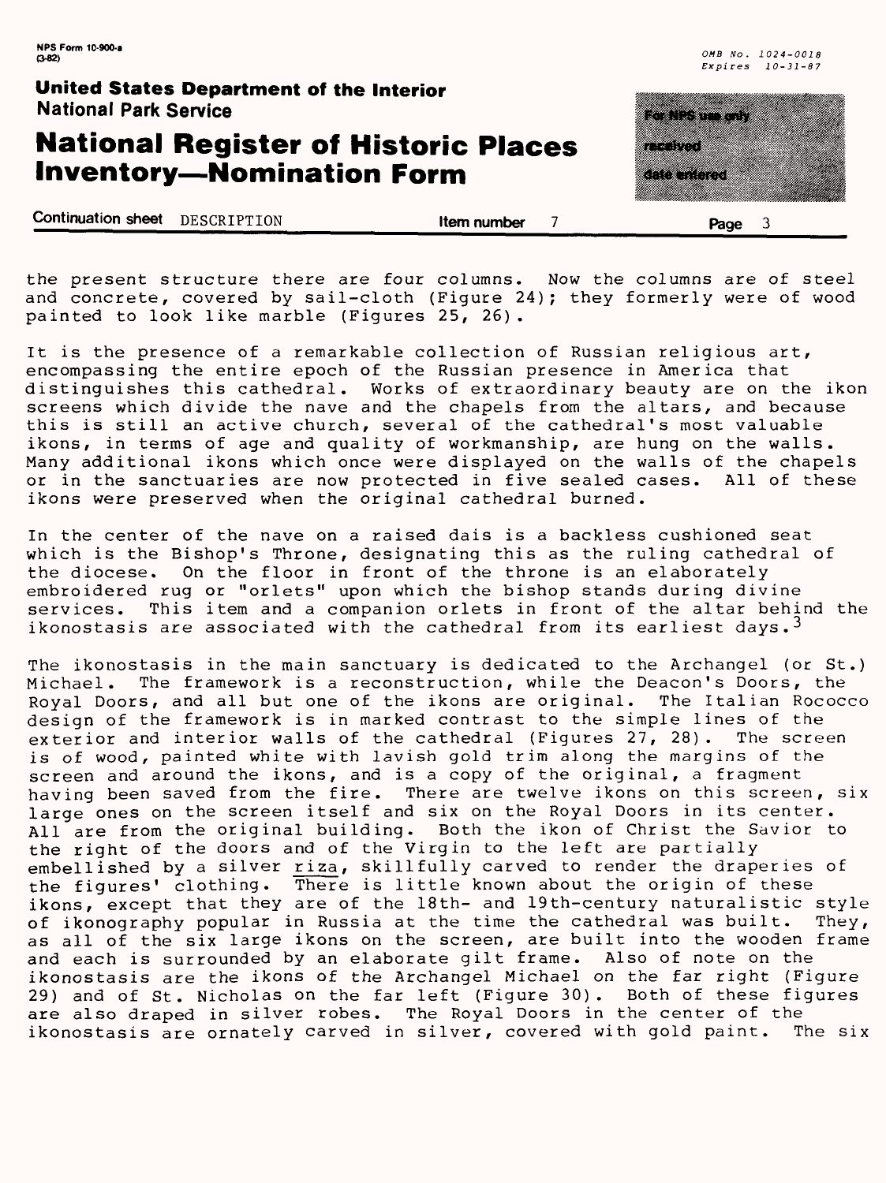the present structure there are four columns. Now the columns are of steel and concrete, covered by sail-cloth (Figure 24); they formerly were of wood painted to look like marble (Figures 25, 26).

It is the presence of a remarkable collection of Russian religious art, encompassing the entire epoch of the Russian presence in America that distinguishes this cathedral. Works of extraordinary beauty are on the ikon screens which divide the nave and the chapels from the altars, and because this is still an active church, several of the cathedral's most valuable ikons, in terms of age and quality of workmanship, are hung on the walls. Many additional ikons which once were displayed on the walls of the chapels or in the sanctuaries are now protected in five sealed cases. All of these ikons were preserved when the original cathedral burned.

In the center of the nave on a raised dais is a backless cushioned seat which is the Bishop's Throne, designating this as the ruling cathedral of the diocese. On the floor in front of the throne is an elaborately embroidered rug or "orlets" upon which the bishop stands during divine services. This item and a companion orlets in front of the altar behind the ikonostasis are associated with the cathedral from its earliest days.[3]

The ikonostasis in the main sanctuary is dedicated to the Archangel (or St.) Michael. The framework is a reconstruction, while the Deacon's Doors, the Royal Doors, and all but one of the ikons are original. The Italian Rococco design of the framework is in marked contrast to the simple lines of the exterior and interior walls of the cathedral (Figures 27, 28). The screen is of wood, painted white with lavish gold trim along the margins of the screen and around the ikons, and is a copy of the original, a fragment having been saved from the fire. There are twelve ikons on this screen, six large ones on the screen itself and six on the Royal Doors in its center. All are from the original building. Both the ikon of Christ the Savior to the right of the doors and of the Virgin to the left are partially embellished by a silver riza, skillfully carved to render the draperies of the figures' clothing. There is little known about the origin of these ikons, except that they are of the 18th- and 19th-century naturalistic style of ikonography popular in Russia at the time the cathedral was built. They, as all of the six large ikons on the screen, are built into the wooden frame and each is surrounded by an elaborate gilt frame. Also of note on the ikonostasis are the ikons of the Archangel Michael on the far right (Figure 29) and of St. Nicholas on the far left (Figure 30). Both of these figures are also draped in silver robes. The Royal Doors in the center of the ikonostasis are ornately carved in silver, covered with gold paint. The six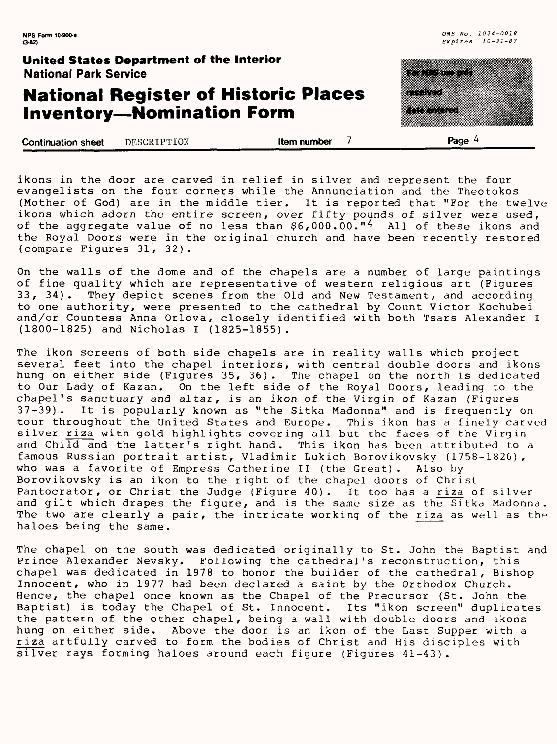ikons in the door are carved in relief in silver and represent the four evangelists on the four corners while the Annunciation and the Theotokos (Mother of God) are in the middle tier. It is reported that "For the twelve ikons which adorn the entire screen, over fifty pounds of silver were used, of the aggregate value of no less than $6,000.00."[4] All of these ikons and the Royal Doors were in the original church and have been recently restored (compare Figures 31, 32).

On the walls of the dome and of the chapels are a number of large paintings of fine quality which are representative of western religious art (Figures 33, 34). They depict scenes from the Old and New Testament, and according to one authority, were presented to the cathedral by Count Victor Kochubei and/or Countess Anna Orlova, closely identified with both Tsars Alexander I (1800-1825) and Nicholas I (1825-1855).

The ikon screens of both side chapels are in reality walls which project several feet into the chapel interiors, with central double doors and ikons hung on either side (Figures 35, 36). The chapel on the north is dedicated to Our Lady of Kazan. On the left side of the Royal Doors, leading to the chapel's sanctuary and altar, is an ikon of the Virgin of Kazan (Figures 37-39). It is popularly known as "the Sitka Madonna" and is frequently on tour throughout the United States and Europe. This ikon has a finely carved silver <u>riza</u> with gold highlights covering all but the faces of the Virgin and Child and the latter's right hand. This ikon has been attributed to a famous Russian portrait artist, Vladimir Lukich Borovikovsky (1758-1826), who was a favorite of Empress Catherine II (the Great). Also by Borovikovsky is an ikon to the right of the chapel doors of Christ Pantocrator, or Christ the Judge (Figure 40). It too has a <u>riza</u> of silver and gilt which drapes the figure, and is the same size as the Sitka Madonna. The two are clearly a pair, the intricate working of the <u>riza</u> as well as the haloes being the same.

The chapel on the south was dedicated originally to St. John the Baptist and Prince Alexander Nevsky. Following the cathedral's reconstruction, this chapel was dedicated in 1978 to honor the builder of the cathedral, Bishop Innocent, who in 1977 had been declared a saint by the Orthodox Church. Hence, the chapel once known as the Chapel of the Precursor (St. John the Baptist) is today the Chapel of St. Innocent. Its "ikon screen" duplicates the pattern of the other chapel, being a wall with double doors and ikons hung on either side. Above the door is an ikon of the Last Supper with a <u>riza</u> artfully carved to form the bodies of Christ and His disciples with silver rays forming haloes around each figure (Figures 41-43).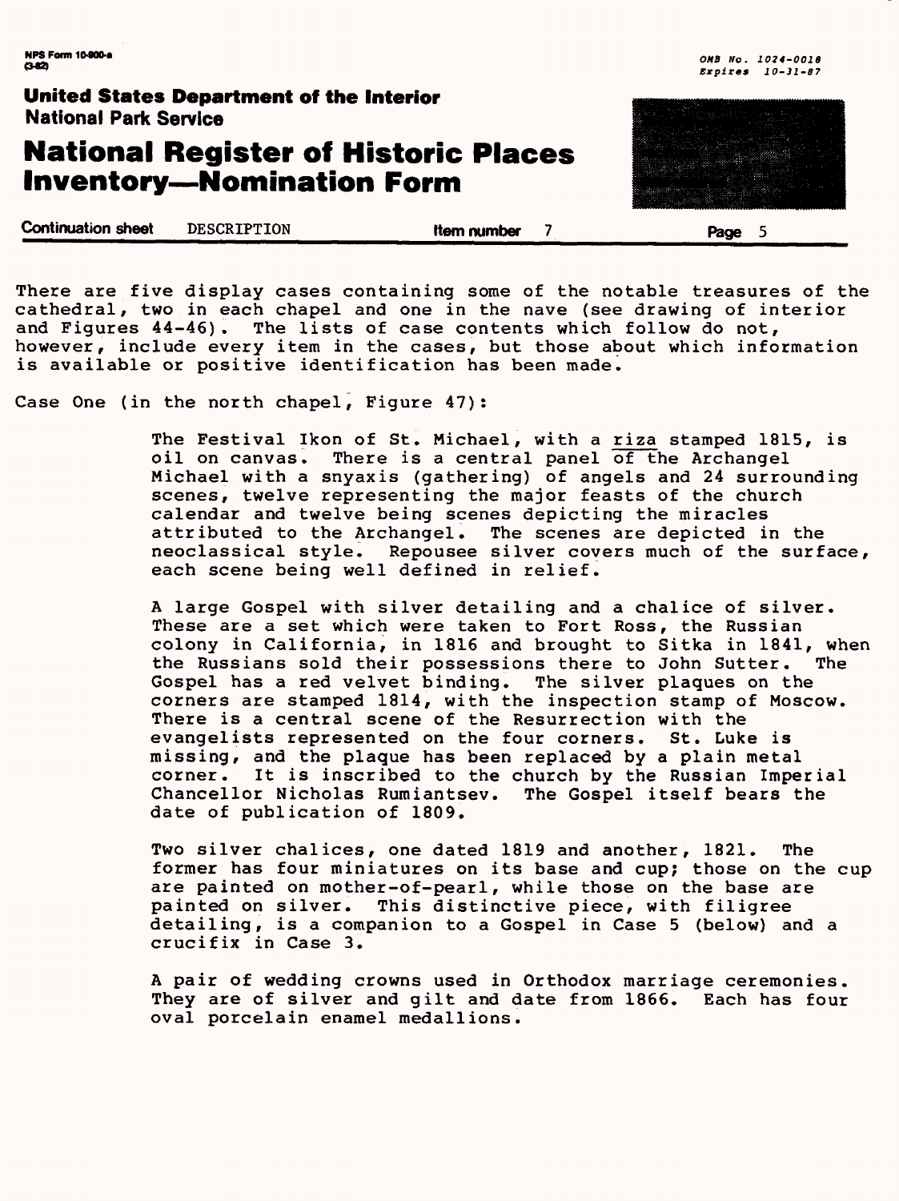There are five display cases containing some of the notable treasures of the cathedral, two in each chapel and one in the nave (see drawing of interior and Figures 44-46). The lists of case contents which follow do not, however, include every item in the cases, but those about which information is available or positive identification has been made.

Case One (in the north chapel, Figure 47):

> The Festival Ikon of St. Michael, with a riza stamped 1815, is oil on canvas. There is a central panel of the Archangel Michael with a snyaxis (gathering) of angels and 24 surrounding scenes, twelve representing the major feasts of the church calendar and twelve being scenes depicting the miracles attributed to the Archangel. The scenes are depicted in the neoclassical style. Repousee silver covers much of the surface, each scene being well defined in relief.
>
> A large Gospel with silver detailing and a chalice of silver. These are a set which were taken to Fort Ross, the Russian colony in California, in 1816 and brought to Sitka in 1841, when the Russians sold their possessions there to John Sutter. The Gospel has a red velvet binding. The silver plaques on the corners are stamped 1814, with the inspection stamp of Moscow. There is a central scene of the Resurrection with the evangelists represented on the four corners. St. Luke is missing, and the plaque has been replaced by a plain metal corner. It is inscribed to the church by the Russian Imperial Chancellor Nicholas Rumiantsev. The Gospel itself bears the date of publication of 1809.
>
> Two silver chalices, one dated 1819 and another, 1821. The former has four miniatures on its base and cup; those on the cup are painted on mother-of-pearl, while those on the base are painted on silver. This distinctive piece, with filigree detailing, is a companion to a Gospel in Case 5 (below) and a crucifix in Case 3.
>
> A pair of wedding crowns used in Orthodox marriage ceremonies. They are of silver and gilt and date from 1866. Each has four oval porcelain enamel medallions.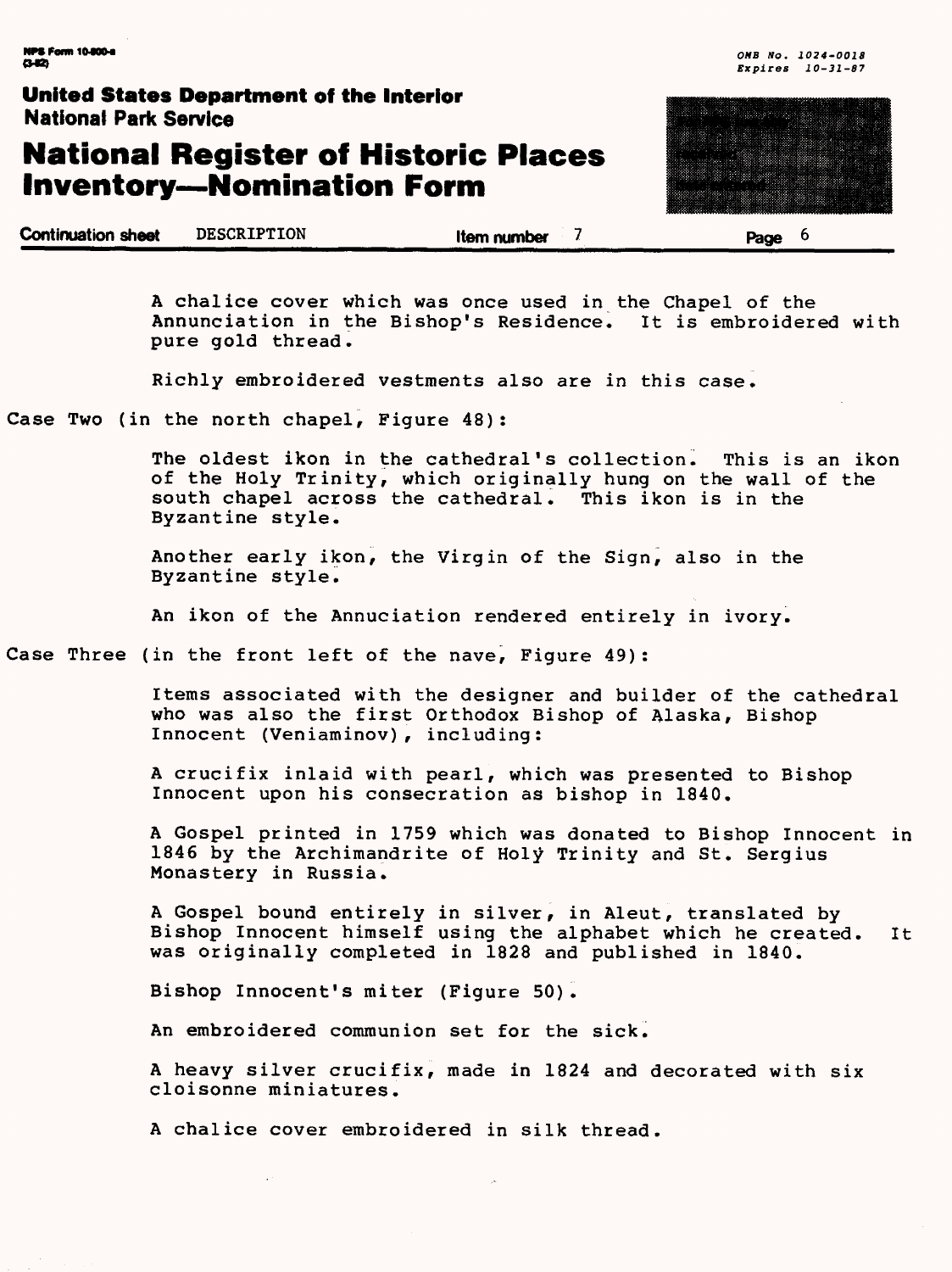A chalice cover which was once used in the Chapel of the Annunciation in the Bishop's Residence. It is embroidered with pure gold thread.

Richly embroidered vestments also are in this case.

Case Two (in the north chapel, Figure 48):

The oldest ikon in the cathedral's collection. This is an ikon of the Holy Trinity, which originally hung on the wall of the south chapel across the cathedral. This ikon is in the Byzantine style.

Another early ikon, the Virgin of the Sign, also in the Byzantine style.

An ikon of the Annuciation rendered entirely in ivory.

Case Three (in the front left of the nave, Figure 49):

Items associated with the designer and builder of the cathedral who was also the first Orthodox Bishop of Alaska, Bishop Innocent (Veniaminov), including:

A crucifix inlaid with pearl, which was presented to Bishop Innocent upon his consecration as bishop in 1840.

A Gospel printed in 1759 which was donated to Bishop Innocent in 1846 by the Archimandrite of Holy Trinity and St. Sergius Monastery in Russia.

A Gospel bound entirely in silver, in Aleut, translated by Bishop Innocent himself using the alphabet which he created. It was originally completed in 1828 and published in 1840.

Bishop Innocent's miter (Figure 50).

An embroidered communion set for the sick.

A heavy silver crucifix, made in 1824 and decorated with six cloisonne miniatures.

A chalice cover embroidered in silk thread.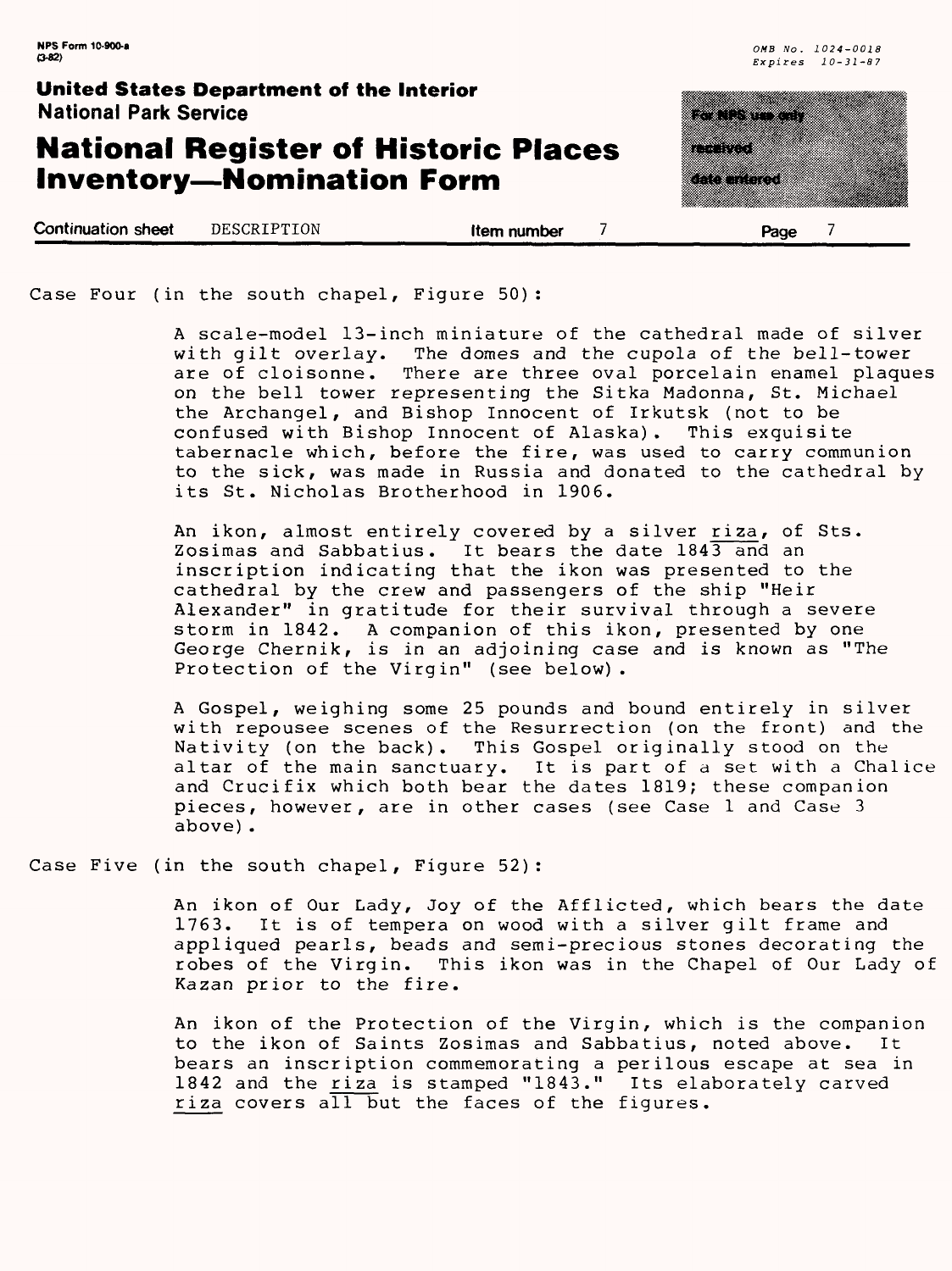Case Four (in the south chapel, Figure 50):

A scale-model 13-inch miniature of the cathedral made of silver with gilt overlay. The domes and the cupola of the bell-tower are of cloisonne. There are three oval porcelain enamel plaques on the bell tower representing the Sitka Madonna, St. Michael the Archangel, and Bishop Innocent of Irkutsk (not to be confused with Bishop Innocent of Alaska). This exquisite tabernacle which, before the fire, was used to carry communion to the sick, was made in Russia and donated to the cathedral by its St. Nicholas Brotherhood in 1906.

An ikon, almost entirely covered by a silver riza, of Sts. Zosimas and Sabbatius. It bears the date 1843 and an inscription indicating that the ikon was presented to the cathedral by the crew and passengers of the ship "Heir Alexander" in gratitude for their survival through a severe storm in 1842. A companion of this ikon, presented by one George Chernik, is in an adjoining case and is known as "The Protection of the Virgin" (see below).

A Gospel, weighing some 25 pounds and bound entirely in silver with repousee scenes of the Resurrection (on the front) and the Nativity (on the back). This Gospel originally stood on the altar of the main sanctuary. It is part of a set with a Chalice and Crucifix which both bear the dates 1819; these companion pieces, however, are in other cases (see Case 1 and Case 3 above).

Case Five (in the south chapel, Figure 52):

An ikon of Our Lady, Joy of the Afflicted, which bears the date 1763. It is of tempera on wood with a silver gilt frame and appliqued pearls, beads and semi-precious stones decorating the robes of the Virgin. This ikon was in the Chapel of Our Lady of Kazan prior to the fire.

An ikon of the Protection of the Virgin, which is the companion to the ikon of Saints Zosimas and Sabbatius, noted above. It bears an inscription commemorating a perilous escape at sea in 1842 and the riza is stamped "1843." Its elaborately carved riza covers all but the faces of the figures.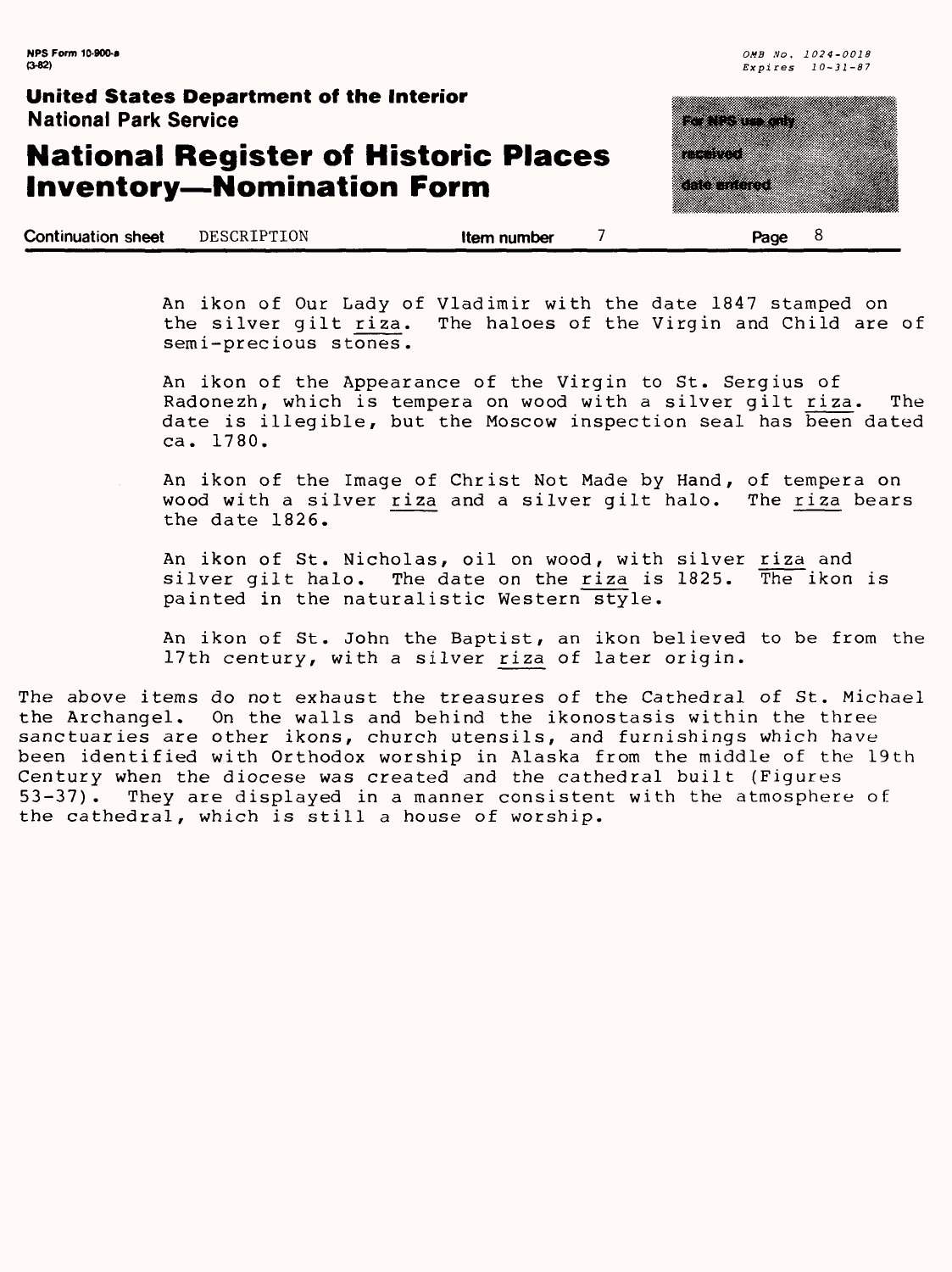An ikon of Our Lady of Vladimir with the date 1847 stamped on the silver gilt _riza_. The haloes of the Virgin and Child are of semi-precious stones.

An ikon of the Appearance of the Virgin to St. Sergius of Radonezh, which is tempera on wood with a silver gilt _riza_. The date is illegible, but the Moscow inspection seal has been dated ca. 1780.

An ikon of the Image of Christ Not Made by Hand, of tempera on wood with a silver _riza_ and a silver gilt halo. The _riza_ bears the date 1826.

An ikon of St. Nicholas, oil on wood, with silver _riza_ and silver gilt halo. The date on the _riza_ is 1825. The ikon is painted in the naturalistic Western style.

An ikon of St. John the Baptist, an ikon believed to be from the 17th century, with a silver _riza_ of later origin.

The above items do not exhaust the treasures of the Cathedral of St. Michael the Archangel. On the walls and behind the ikonostasis within the three sanctuaries are other ikons, church utensils, and furnishings which have been identified with Orthodox worship in Alaska from the middle of the 19th Century when the diocese was created and the cathedral built (Figures 53-37). They are displayed in a manner consistent with the atmosphere of the cathedral, which is still a house of worship.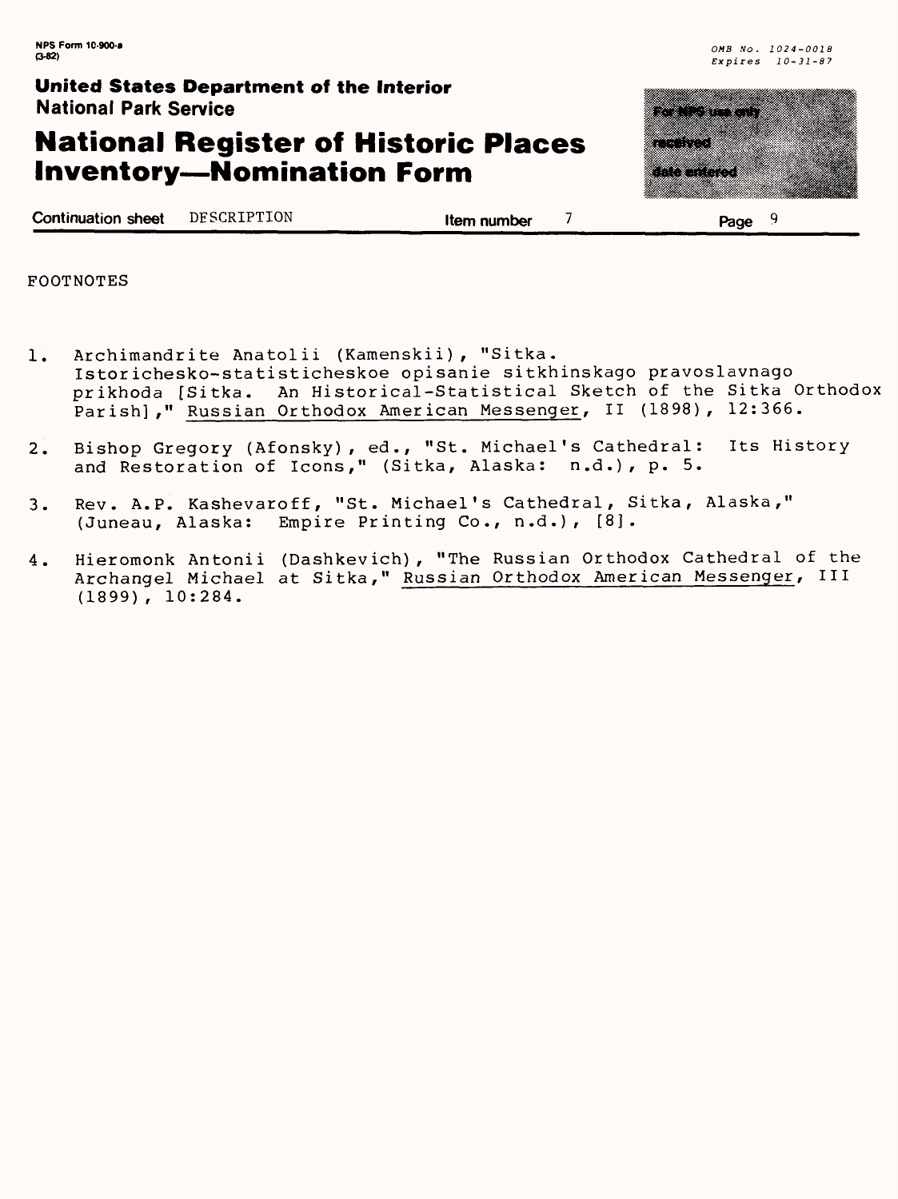FOOTNOTES

1. Archimandrite Anatolii (Kamenskii), "Sitka. Istorichesko-statisticheskoe opisanie sitkhinskago pravoslavnago prikhoda [Sitka. An Historical-Statistical Sketch of the Sitka Orthodox Parish]," Russian Orthodox American Messenger, II (1898), 12:366.

2. Bishop Gregory (Afonsky), ed., "St. Michael's Cathedral: Its History and Restoration of Icons," (Sitka, Alaska: n.d.), p. 5.

3. Rev. A.P. Kashevaroff, "St. Michael's Cathedral, Sitka, Alaska," (Juneau, Alaska: Empire Printing Co., n.d.), [8].

4. Hieromonk Antonii (Dashkevich), "The Russian Orthodox Cathedral of the Archangel Michael at Sitka," Russian Orthodox American Messenger, III (1899), 10:284.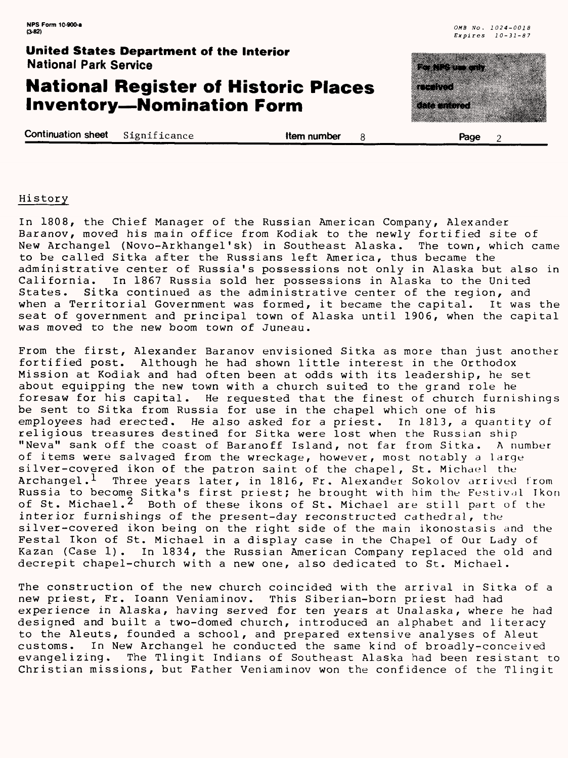## History

In 1808, the Chief Manager of the Russian American Company, Alexander Baranov, moved his main office from Kodiak to the newly fortified site of New Archangel (Novo-Arkhangel'sk) in Southeast Alaska. The town, which came to be called Sitka after the Russians left America, thus became the administrative center of Russia's possessions not only in Alaska but also in California. In 1867 Russia sold her possessions in Alaska to the United States. Sitka continued as the administrative center of the region, and when a Territorial Government was formed, it became the capital. It was the seat of government and principal town of Alaska until 1906, when the capital was moved to the new boom town of Juneau.

From the first, Alexander Baranov envisioned Sitka as more than just another fortified post. Although he had shown little interest in the Orthodox Mission at Kodiak and had often been at odds with its leadership, he set about equipping the new town with a church suited to the grand role he foresaw for his capital. He requested that the finest of church furnishings be sent to Sitka from Russia for use in the chapel which one of his employees had erected. He also asked for a priest. In 1813, a quantity of religious treasures destined for Sitka were lost when the Russian ship "Neva" sank off the coast of Baranoff Island, not far from Sitka. A number of items were salvaged from the wreckage, however, most notably a large silver-covered ikon of the patron saint of the chapel, St. Michael the Archangel.[1] Three years later, in 1816, Fr. Alexander Sokolov arrived from Russia to become Sitka's first priest; he brought with him the Festival Ikon of St. Michael.[2] Both of these ikons of St. Michael are still part of the interior furnishings of the present-day reconstructed cathedral, the silver-covered ikon being on the right side of the main ikonostasis and the Festal Ikon of St. Michael in a display case in the Chapel of Our Lady of Kazan (Case 1). In 1834, the Russian American Company replaced the old and decrepit chapel-church with a new one, also dedicated to St. Michael.

The construction of the new church coincided with the arrival in Sitka of a new priest, Fr. Ioann Veniaminov. This Siberian-born priest had had experience in Alaska, having served for ten years at Unalaska, where he had designed and built a two-domed church, introduced an alphabet and literacy to the Aleuts, founded a school, and prepared extensive analyses of Aleut customs. In New Archangel he conducted the same kind of broadly-conceived evangelizing. The Tlingit Indians of Southeast Alaska had been resistant to Christian missions, but Father Veniaminov won the confidence of the Tlingit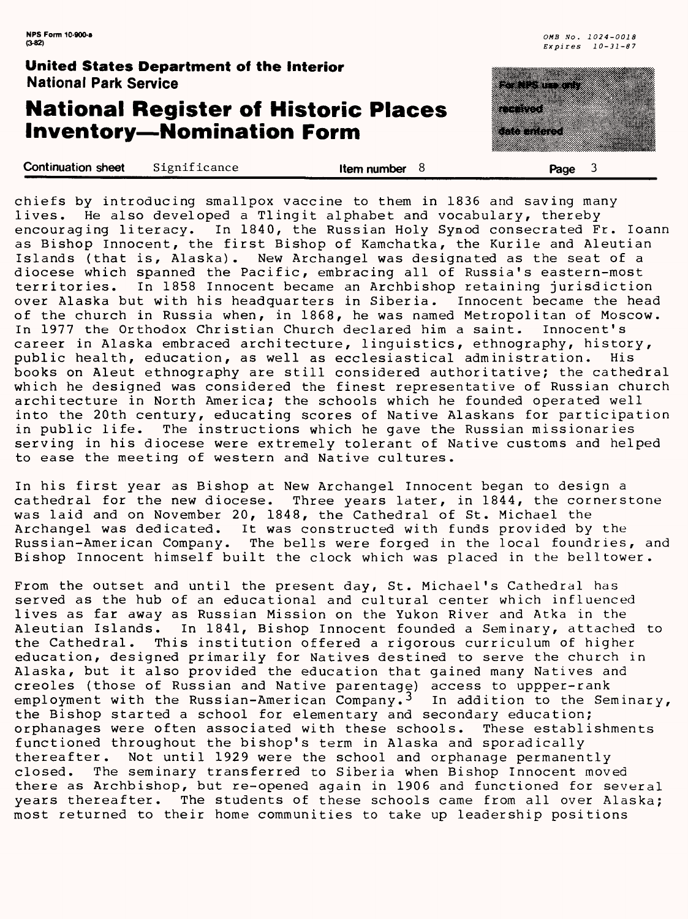chiefs by introducing smallpox vaccine to them in 1836 and saving many lives. He also developed a Tlingit alphabet and vocabulary, thereby encouraging literacy. In 1840, the Russian Holy Synod consecrated Fr. Ioann as Bishop Innocent, the first Bishop of Kamchatka, the Kurile and Aleutian Islands (that is, Alaska). New Archangel was designated as the seat of a diocese which spanned the Pacific, embracing all of Russia's eastern-most territories. In 1858 Innocent became an Archbishop retaining jurisdiction over Alaska but with his headquarters in Siberia. Innocent became the head of the church in Russia when, in 1868, he was named Metropolitan of Moscow. In 1977 the Orthodox Christian Church declared him a saint. Innocent's career in Alaska embraced architecture, linguistics, ethnography, history, public health, education, as well as ecclesiastical administration. His books on Aleut ethnography are still considered authoritative; the cathedral which he designed was considered the finest representative of Russian church architecture in North America; the schools which he founded operated well into the 20th century, educating scores of Native Alaskans for participation in public life. The instructions which he gave the Russian missionaries serving in his diocese were extremely tolerant of Native customs and helped to ease the meeting of western and Native cultures.

In his first year as Bishop at New Archangel Innocent began to design a cathedral for the new diocese. Three years later, in 1844, the cornerstone was laid and on November 20, 1848, the Cathedral of St. Michael the Archangel was dedicated. It was constructed with funds provided by the Russian-American Company. The bells were forged in the local foundries, and Bishop Innocent himself built the clock which was placed in the belltower.

From the outset and until the present day, St. Michael's Cathedral has served as the hub of an educational and cultural center which influenced lives as far away as Russian Mission on the Yukon River and Atka in the Aleutian Islands. In 1841, Bishop Innocent founded a Seminary, attached to the Cathedral. This institution offered a rigorous curriculum of higher education, designed primarily for Natives destined to serve the church in Alaska, but it also provided the education that gained many Natives and creoles (those of Russian and Native parentage) access to uppper-rank employment with the Russian-American Company.[3] In addition to the Seminary, the Bishop started a school for elementary and secondary education; orphanages were often associated with these schools. These establishments functioned throughout the bishop's term in Alaska and sporadically thereafter. Not until 1929 were the school and orphanage permanently closed. The seminary transferred to Siberia when Bishop Innocent moved there as Archbishop, but re-opened again in 1906 and functioned for several years thereafter. The students of these schools came from all over Alaska; most returned to their home communities to take up leadership positions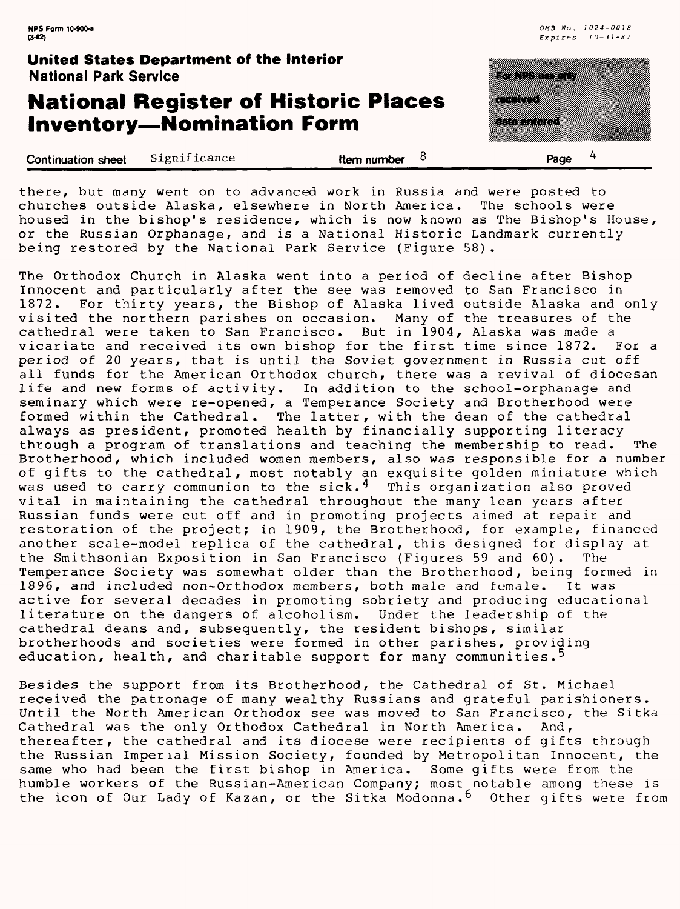there, but many went on to advanced work in Russia and were posted to churches outside Alaska, elsewhere in North America. The schools were housed in the bishop's residence, which is now known as The Bishop's House, or the Russian Orphanage, and is a National Historic Landmark currently being restored by the National Park Service (Figure 58).

The Orthodox Church in Alaska went into a period of decline after Bishop Innocent and particularly after the see was removed to San Francisco in 1872. For thirty years, the Bishop of Alaska lived outside Alaska and only visited the northern parishes on occasion. Many of the treasures of the cathedral were taken to San Francisco. But in 1904, Alaska was made a vicariate and received its own bishop for the first time since 1872. For a period of 20 years, that is until the Soviet government in Russia cut off all funds for the American Orthodox church, there was a revival of diocesan life and new forms of activity. In addition to the school-orphanage and seminary which were re-opened, a Temperance Society and Brotherhood were formed within the Cathedral. The latter, with the dean of the cathedral always as president, promoted health by financially supporting literacy through a program of translations and teaching the membership to read. The Brotherhood, which included women members, also was responsible for a number of gifts to the cathedral, most notably an exquisite golden miniature which was used to carry communion to the sick.[4] This organization also proved vital in maintaining the cathedral throughout the many lean years after Russian funds were cut off and in promoting projects aimed at repair and restoration of the project; in 1909, the Brotherhood, for example, financed another scale-model replica of the cathedral, this designed for display at the Smithsonian Exposition in San Francisco (Figures 59 and 60). The Temperance Society was somewhat older than the Brotherhood, being formed in 1896, and included non-Orthodox members, both male and female. It was active for several decades in promoting sobriety and producing educational literature on the dangers of alcoholism. Under the leadership of the cathedral deans and, subsequently, the resident bishops, similar brotherhoods and societies were formed in other parishes, providing education, health, and charitable support for many communities.[5]

Besides the support from its Brotherhood, the Cathedral of St. Michael received the patronage of many wealthy Russians and grateful parishioners. Until the North American Orthodox see was moved to San Francisco, the Sitka Cathedral was the only Orthodox Cathedral in North America. And, thereafter, the cathedral and its diocese were recipients of gifts through the Russian Imperial Mission Society, founded by Metropolitan Innocent, the same who had been the first bishop in America. Some gifts were from the humble workers of the Russian-American Company; most notable among these is the icon of Our Lady of Kazan, or the Sitka Modonna.[6] Other gifts were from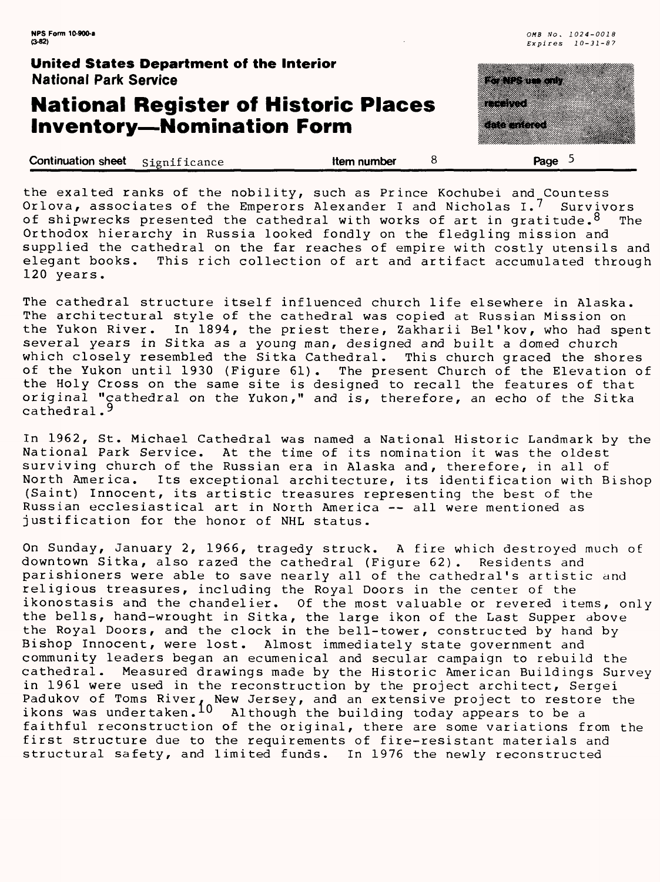the exalted ranks of the nobility, such as Prince Kochubei and Countess Orlova, associates of the Emperors Alexander I and Nicholas I.[7] Survivors of shipwrecks presented the cathedral with works of art in gratitude.[8] The Orthodox hierarchy in Russia looked fondly on the fledgling mission and supplied the cathedral on the far reaches of empire with costly utensils and elegant books. This rich collection of art and artifact accumulated through 120 years.

The cathedral structure itself influenced church life elsewhere in Alaska. The architectural style of the cathedral was copied at Russian Mission on the Yukon River. In 1894, the priest there, Zakharii Bel'kov, who had spent several years in Sitka as a young man, designed and built a domed church which closely resembled the Sitka Cathedral. This church graced the shores of the Yukon until 1930 (Figure 61). The present Church of the Elevation of the Holy Cross on the same site is designed to recall the features of that original "cathedral on the Yukon," and is, therefore, an echo of the Sitka cathedral.[9]

In 1962, St. Michael Cathedral was named a National Historic Landmark by the National Park Service. At the time of its nomination it was the oldest surviving church of the Russian era in Alaska and, therefore, in all of North America. Its exceptional architecture, its identification with Bishop (Saint) Innocent, its artistic treasures representing the best of the Russian ecclesiastical art in North America -- all were mentioned as justification for the honor of NHL status.

On Sunday, January 2, 1966, tragedy struck. A fire which destroyed much of downtown Sitka, also razed the cathedral (Figure 62). Residents and parishioners were able to save nearly all of the cathedral's artistic and religious treasures, including the Royal Doors in the center of the ikonostasis and the chandelier. Of the most valuable or revered items, only the bells, hand-wrought in Sitka, the large ikon of the Last Supper above the Royal Doors, and the clock in the bell-tower, constructed by hand by Bishop Innocent, were lost. Almost immediately state government and community leaders began an ecumenical and secular campaign to rebuild the cathedral. Measured drawings made by the Historic American Buildings Survey in 1961 were used in the reconstruction by the project architect, Sergei Padukov of Toms River, New Jersey, and an extensive project to restore the ikons was undertaken.[10] Although the building today appears to be a faithful reconstruction of the original, there are some variations from the first structure due to the requirements of fire-resistant materials and structural safety, and limited funds. In 1976 the newly reconstructed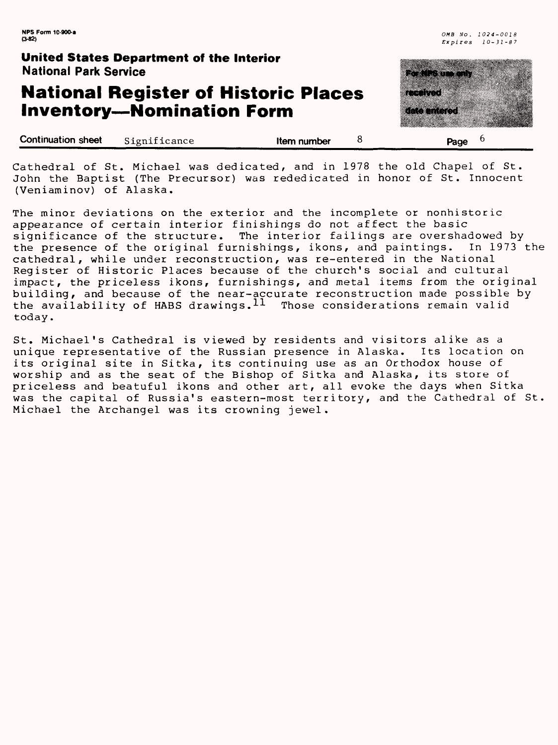Cathedral of St. Michael was dedicated, and in 1978 the old Chapel of St. John the Baptist (The Precursor) was rededicated in honor of St. Innocent (Veniaminov) of Alaska.

The minor deviations on the exterior and the incomplete or nonhistoric appearance of certain interior finishings do not affect the basic significance of the structure. The interior failings are overshadowed by the presence of the original furnishings, ikons, and paintings. In 1973 the cathedral, while under reconstruction, was re-entered in the National Register of Historic Places because of the church's social and cultural impact, the priceless ikons, furnishings, and metal items from the original building, and because of the near-accurate reconstruction made possible by the availability of HABS drawings.[11] Those considerations remain valid today.

St. Michael's Cathedral is viewed by residents and visitors alike as a unique representative of the Russian presence in Alaska. Its location on its original site in Sitka, its continuing use as an Orthodox house of worship and as the seat of the Bishop of Sitka and Alaska, its store of priceless and beatuful ikons and other art, all evoke the days when Sitka was the capital of Russia's eastern-most territory, and the Cathedral of St. Michael the Archangel was its crowning jewel.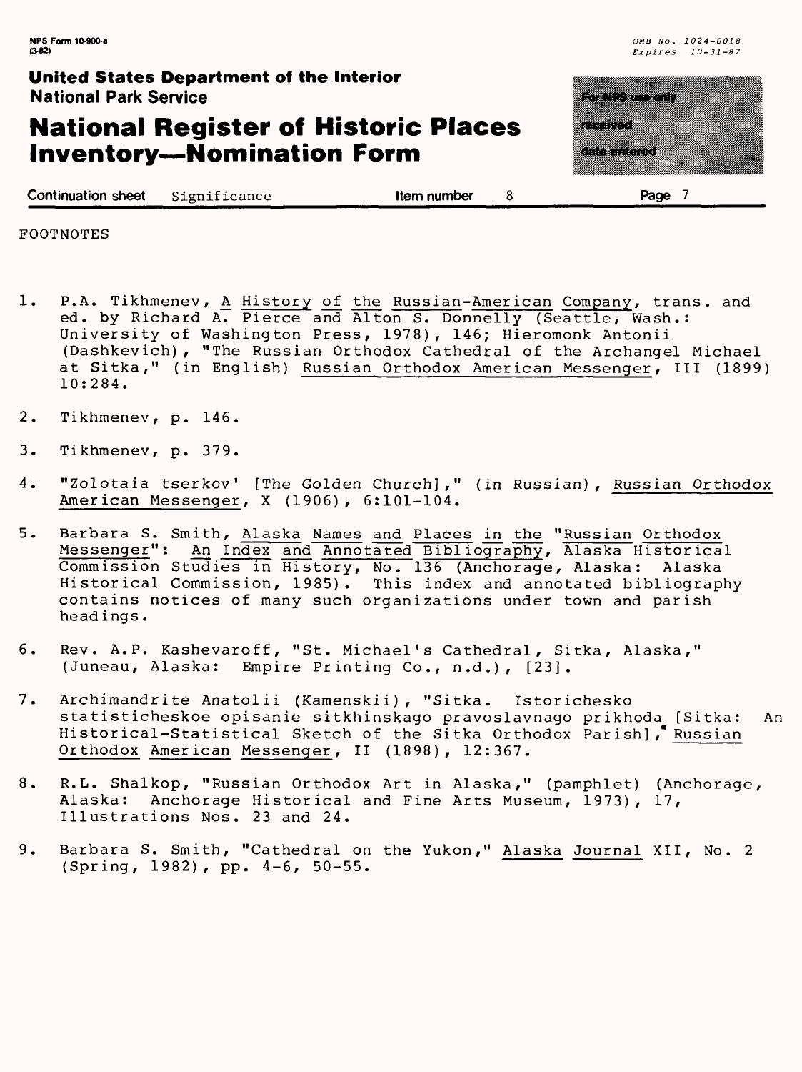Continuation sheet Significance | Item number 8 | Page 7

FOOTNOTES

1. P.A. Tikhmenev, A History of the Russian-American Company, trans. and ed. by Richard A. Pierce and Alton S. Donnelly (Seattle, Wash.: University of Washington Press, 1978), 146; Hieromonk Antonii (Dashkevich), "The Russian Orthodox Cathedral of the Archangel Michael at Sitka," (in English) Russian Orthodox American Messenger, III (1899) 10:284.

2. Tikhmenev, p. 146.

3. Tikhmenev, p. 379.

4. "Zolotaia tserkov' [The Golden Church]," (in Russian), Russian Orthodox American Messenger, X (1906), 6:101-104.

5. Barbara S. Smith, Alaska Names and Places in the "Russian Orthodox Messenger": An Index and Annotated Bibliography, Alaska Historical Commission Studies in History, No. 136 (Anchorage, Alaska: Alaska Historical Commission, 1985). This index and annotated bibliography contains notices of many such organizations under town and parish headings.

6. Rev. A.P. Kashevaroff, "St. Michael's Cathedral, Sitka, Alaska," (Juneau, Alaska: Empire Printing Co., n.d.), [23].

7. Archimandrite Anatolii (Kamenskii), "Sitka. Istoricheskо statisticheskoe opisanie sitkhinskago pravoslavnago prikhoda [Sitka: An Historical-Statistical Sketch of the Sitka Orthodox Parish]," Russian Orthodox American Messenger, II (1898), 12:367.

8. R.L. Shalkop, "Russian Orthodox Art in Alaska," (pamphlet) (Anchorage, Alaska: Anchorage Historical and Fine Arts Museum, 1973), 17, Illustrations Nos. 23 and 24.

9. Barbara S. Smith, "Cathedral on the Yukon," Alaska Journal XII, No. 2 (Spring, 1982), pp. 4-6, 50-55.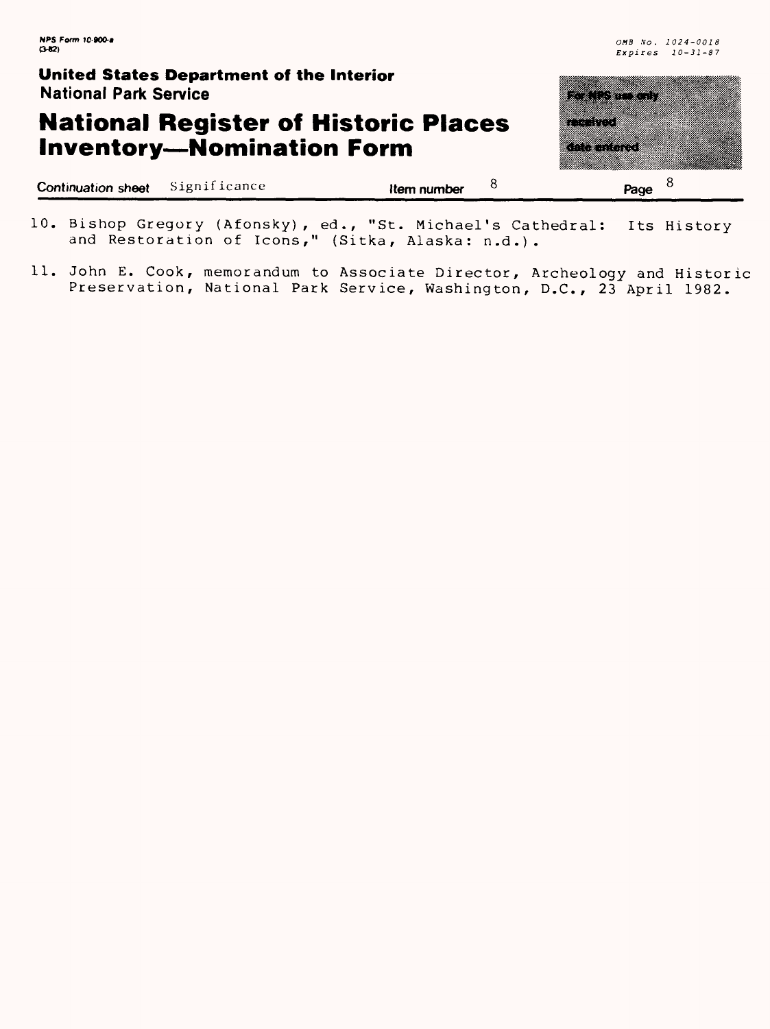10. Bishop Gregory (Afonsky), ed., "St. Michael's Cathedral: Its History and Restoration of Icons," (Sitka, Alaska: n.d.).

11. John E. Cook, memorandum to Associate Director, Archeology and Historic Preservation, National Park Service, Washington, D.C., 23 April 1982.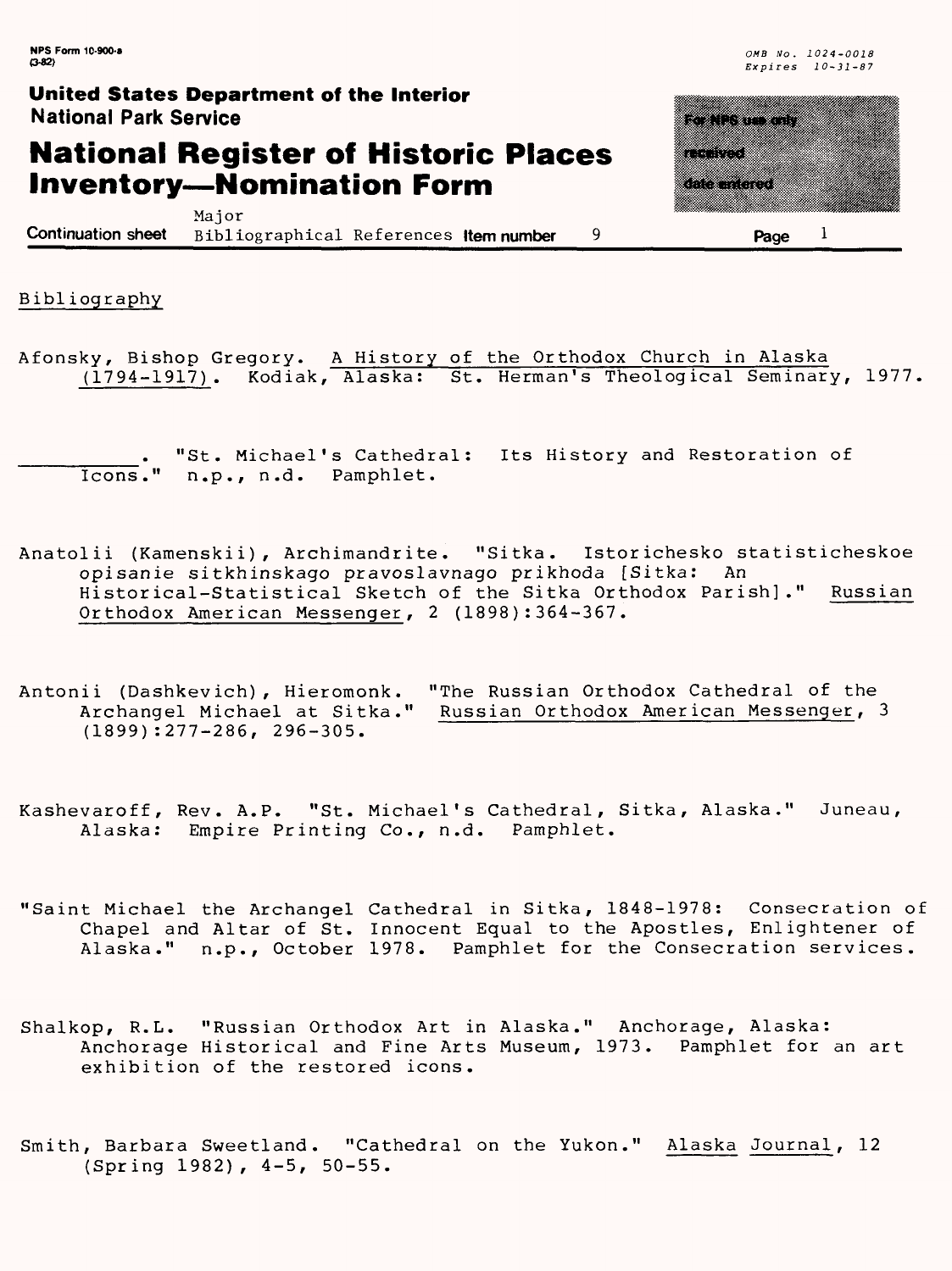Continuation sheet Major Bibliographical References Item number 9

## Bibliography

Afonsky, Bishop Gregory. A History of the Orthodox Church in Alaska (1794-1917). Kodiak, Alaska: St. Herman's Theological Seminary, 1977.

__________. "St. Michael's Cathedral: Its History and Restoration of Icons." n.p., n.d. Pamphlet.

Anatolii (Kamenskii), Archimandrite. "Sitka. Istorichesko statisticheskoe opisanie sitkhinskago pravoslavnago prikhoda [Sitka: An Historical-Statistical Sketch of the Sitka Orthodox Parish]." Russian Orthodox American Messenger, 2 (1898):364-367.

Antonii (Dashkevich), Hieromonk. "The Russian Orthodox Cathedral of the Archangel Michael at Sitka." Russian Orthodox American Messenger, 3 (1899):277-286, 296-305.

Kashevaroff, Rev. A.P. "St. Michael's Cathedral, Sitka, Alaska." Juneau, Alaska: Empire Printing Co., n.d. Pamphlet.

"Saint Michael the Archangel Cathedral in Sitka, 1848-1978: Consecration of Chapel and Altar of St. Innocent Equal to the Apostles, Enlightener of Alaska." n.p., October 1978. Pamphlet for the Consecration services.

Shalkop, R.L. "Russian Orthodox Art in Alaska." Anchorage, Alaska: Anchorage Historical and Fine Arts Museum, 1973. Pamphlet for an art exhibition of the restored icons.

Smith, Barbara Sweetland. "Cathedral on the Yukon." Alaska Journal, 12 (Spring 1982), 4-5, 50-55.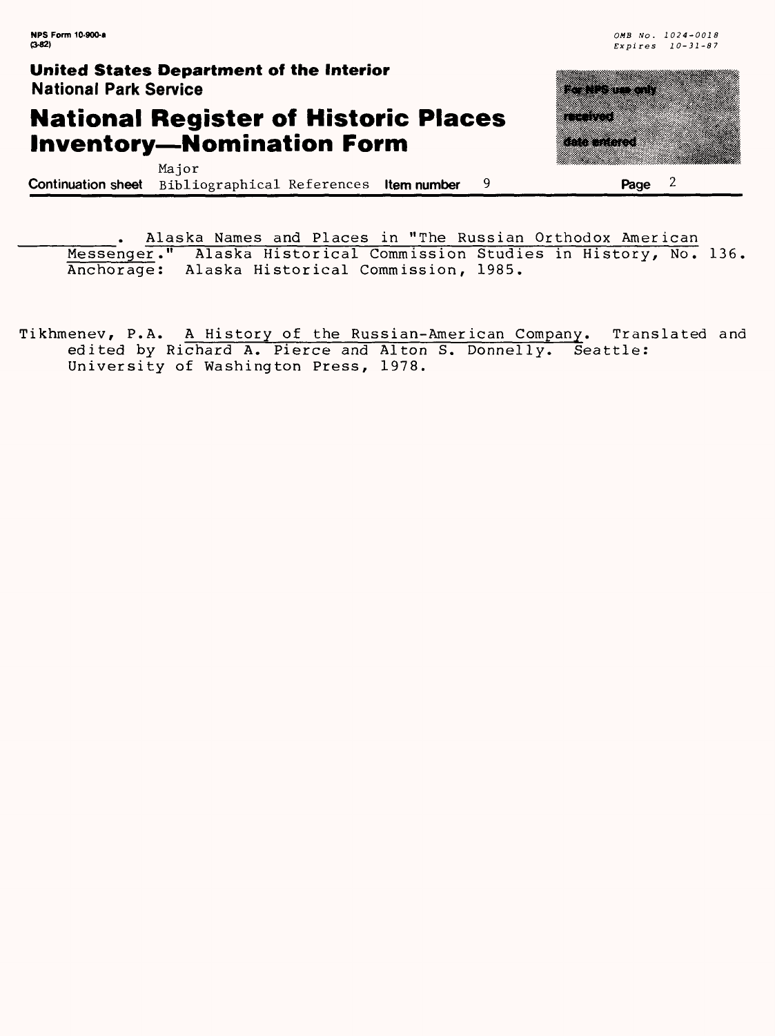Continuation sheet Major Bibliographical References Item number 9

__________. Alaska Names and Places in "The Russian Orthodox American Messenger." Alaska Historical Commission Studies in History, No. 136. Anchorage: Alaska Historical Commission, 1985.

Tikhmenev, P.A. A History of the Russian-American Company. Translated and edited by Richard A. Pierce and Alton S. Donnelly. Seattle: University of Washington Press, 1978.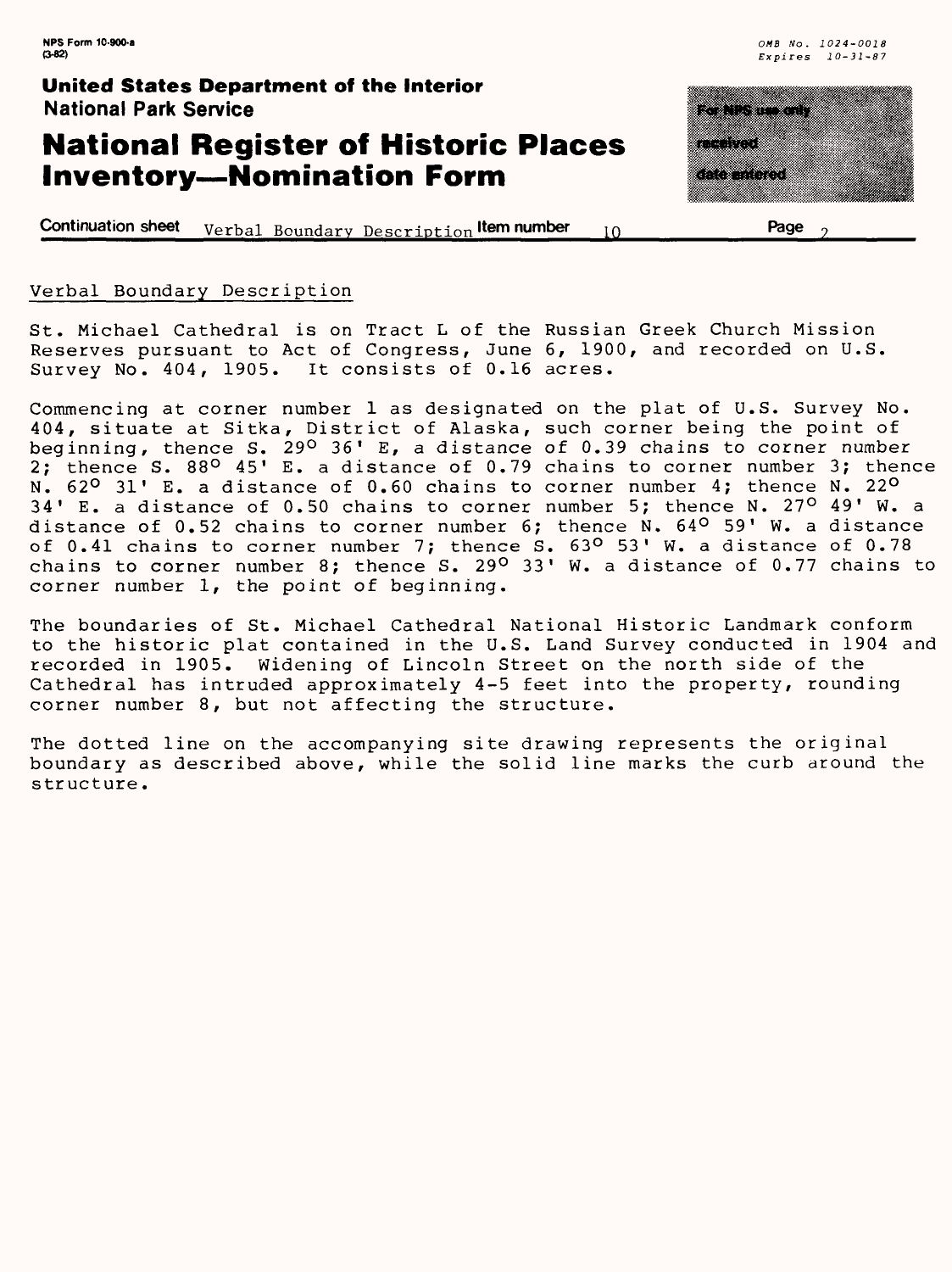## Verbal Boundary Description

St. Michael Cathedral is on Tract L of the Russian Greek Church Mission Reserves pursuant to Act of Congress, June 6, 1900, and recorded on U.S. Survey No. 404, 1905. It consists of 0.16 acres.

Commencing at corner number 1 as designated on the plat of U.S. Survey No. 404, situate at Sitka, District of Alaska, such corner being the point of beginning, thence S. 29° 36' E, a distance of 0.39 chains to corner number 2; thence S. 88° 45' E. a distance of 0.79 chains to corner number 3; thence N. 62° 31' E. a distance of 0.60 chains to corner number 4; thence N. 22° 34' E. a distance of 0.50 chains to corner number 5; thence N. 27° 49' W. a distance of 0.52 chains to corner number 6; thence N. 64° 59' W. a distance of 0.41 chains to corner number 7; thence S. 63° 53' W. a distance of 0.78 chains to corner number 8; thence S. 29° 33' W. a distance of 0.77 chains to corner number 1, the point of beginning.

The boundaries of St. Michael Cathedral National Historic Landmark conform to the historic plat contained in the U.S. Land Survey conducted in 1904 and recorded in 1905. Widening of Lincoln Street on the north side of the Cathedral has intruded approximately 4-5 feet into the property, rounding corner number 8, but not affecting the structure.

The dotted line on the accompanying site drawing represents the original boundary as described above, while the solid line marks the curb around the structure.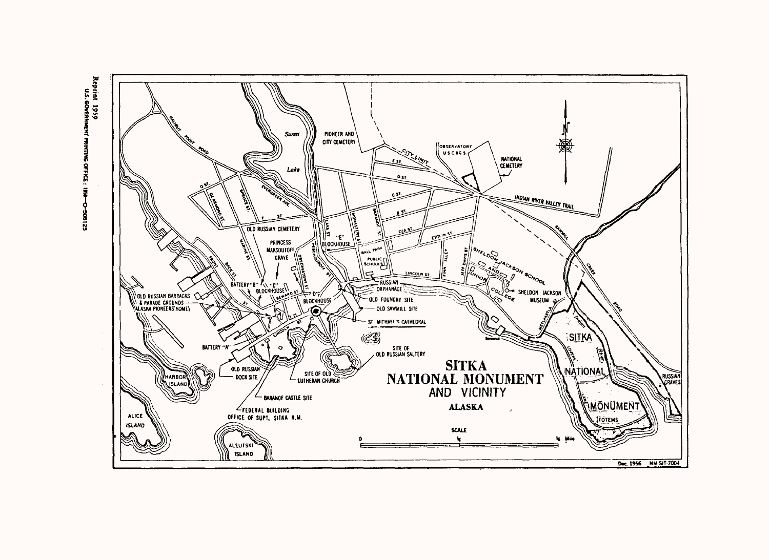# SITKA NATIONAL MONUMENT AND VICINITY

## ALASKA

Dec. 1956 NM-SIT-7004

Reprint 1959

U.S. GOVERNMENT PRINTING OFFICE : 1959—O-508125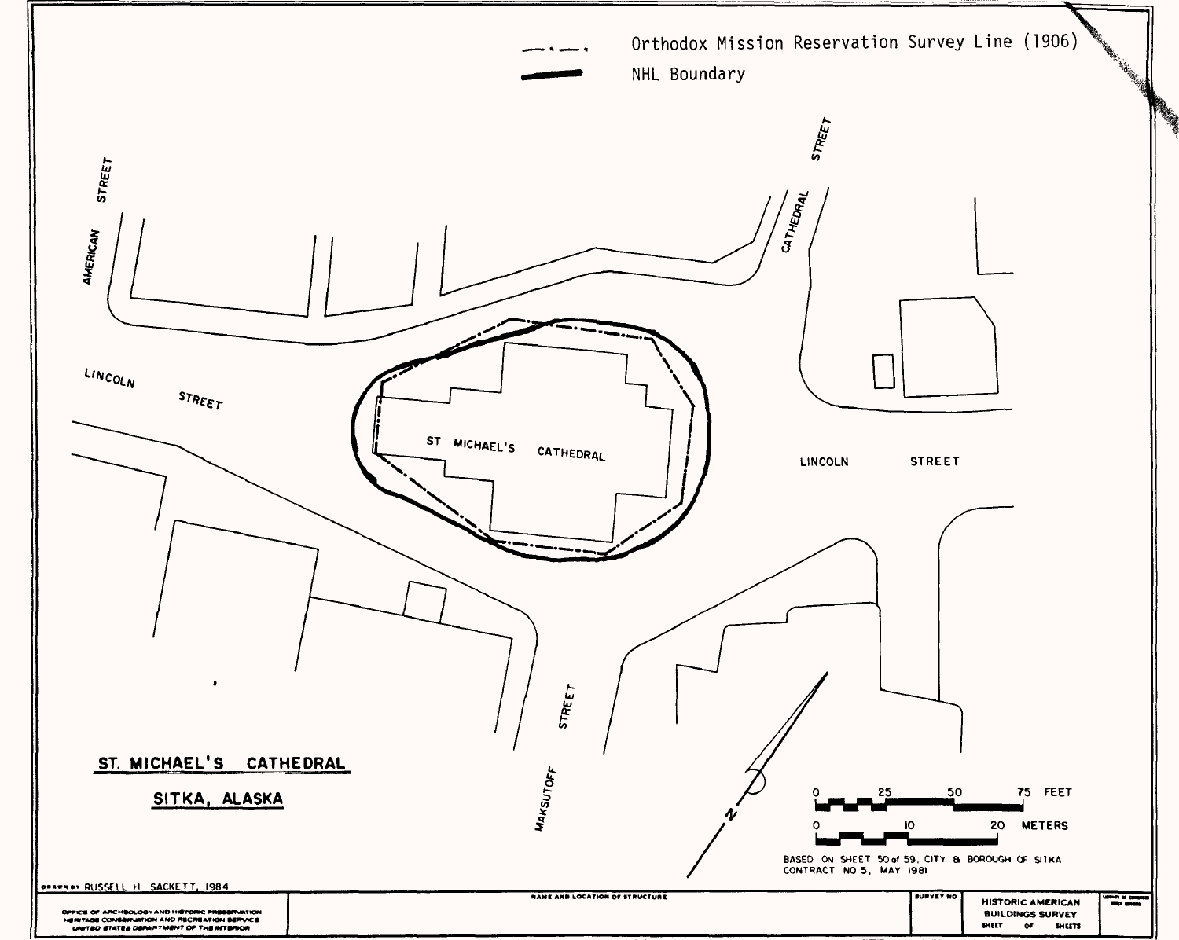Orthodox Mission Reservation Survey Line (1906)

NHL Boundary

AMERICAN STREET

CATHEDRAL STREET

LINCOLN STREET

ST MICHAEL'S CATHEDRAL

LINCOLN STREET

MAKSUTOFF STREET

N

0 25 50 75 FEET

0 10 20 METERS

BASED ON SHEET 50 of 59, CITY & BOROUGH OF SITKA CONTRACT NO 5, MAY 1981

**ST. MICHAEL'S CATHEDRAL**

**SITKA, ALASKA**

DRAWN BY RUSSELL H. SACKETT, 1984

OFFICE OF ARCHEOLOGY AND HISTORIC PRESERVATION
HERITAGE CONSERVATION AND RECREATION SERVICE
UNITED STATES DEPARTMENT OF THE INTERIOR

NAME AND LOCATION OF STRUCTURE

SURVEY NO

HISTORIC AMERICAN BUILDINGS SURVEY
SHEET OF SHEETS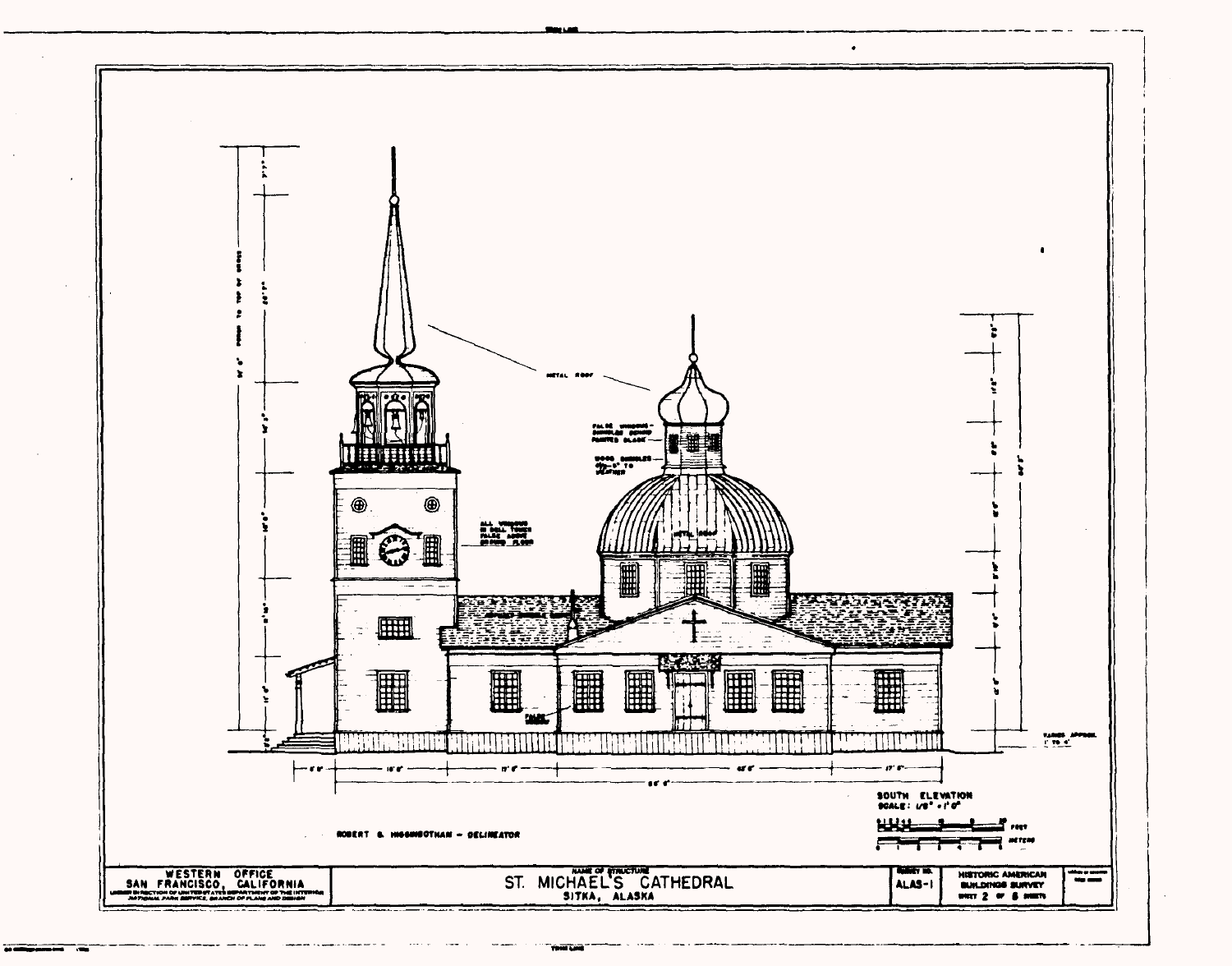SOUTH ELEVATION
SCALE: 1/8" = 1'-0"

ROBERT S. HIGGINBOTHAM - DELINEATOR

WESTERN OFFICE
SAN FRANCISCO, CALIFORNIA
UNDER DIRECTION OF UNITED STATES DEPARTMENT OF THE INTERIOR
NATIONAL PARK SERVICE, BRANCH OF PLANS AND DESIGN

NAME OF STRUCTURE
ST. MICHAEL'S CATHEDRAL
SITKA, ALASKA

SURVEY NO.
ALAS-1

HISTORIC AMERICAN BUILDINGS SURVEY
SHEET 2 OF 5 SHEETS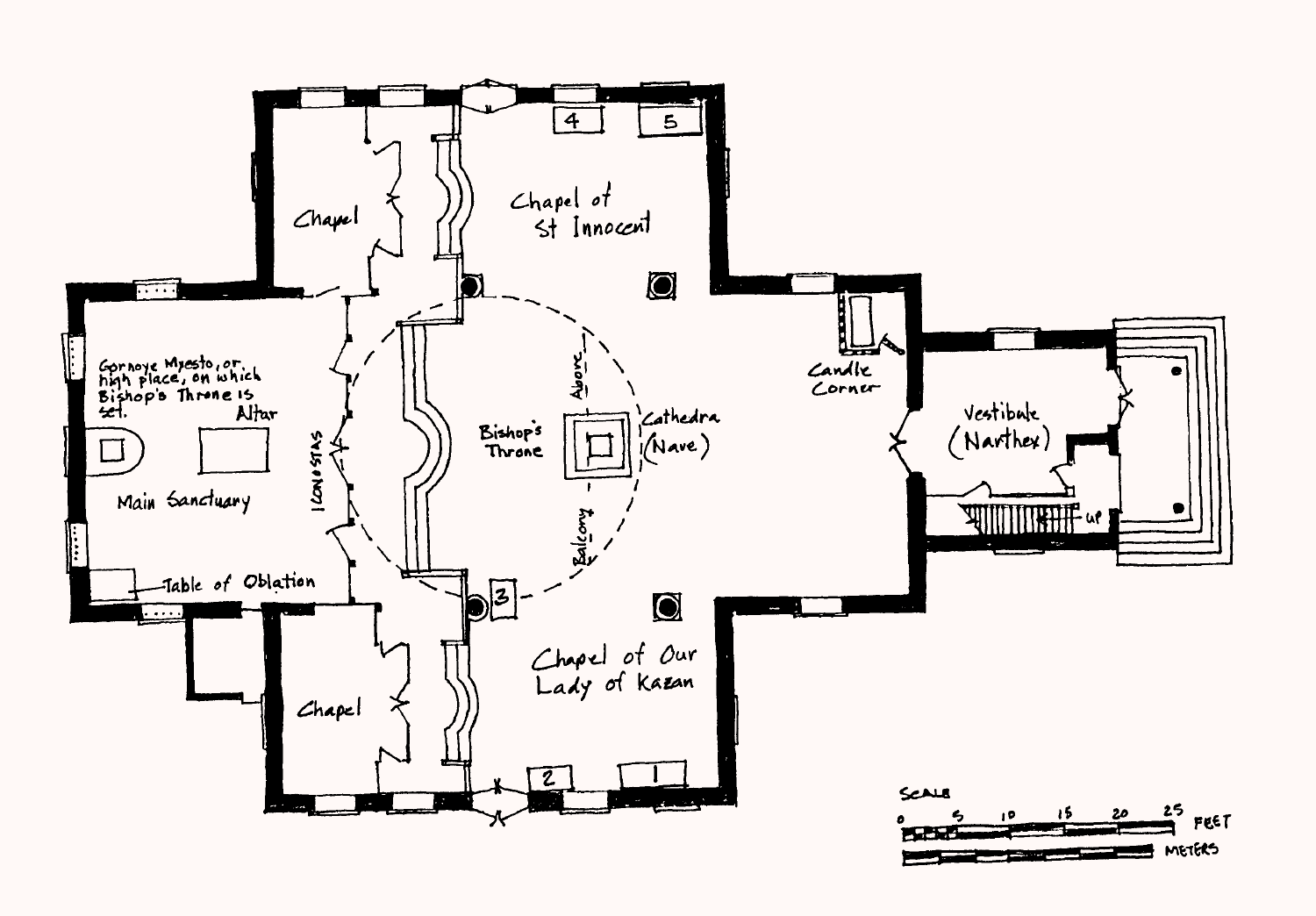Chapel

Chapel of St Innocent

4

5

Gornoye Myesto, or high place, on which Bishop's Throne is set.

Altar

Main Sanctuary

Table of Oblation

IKONOSTAS

Above

Bishop's Throne

Balcony

Cathedra (Nave)

Candle Corner

Vestibule (Narthex)

UP

3

Chapel

Chapel of Our Lady of Kazan

2

1

SCALE

0 5 10 15 20 25 FEET

METERS